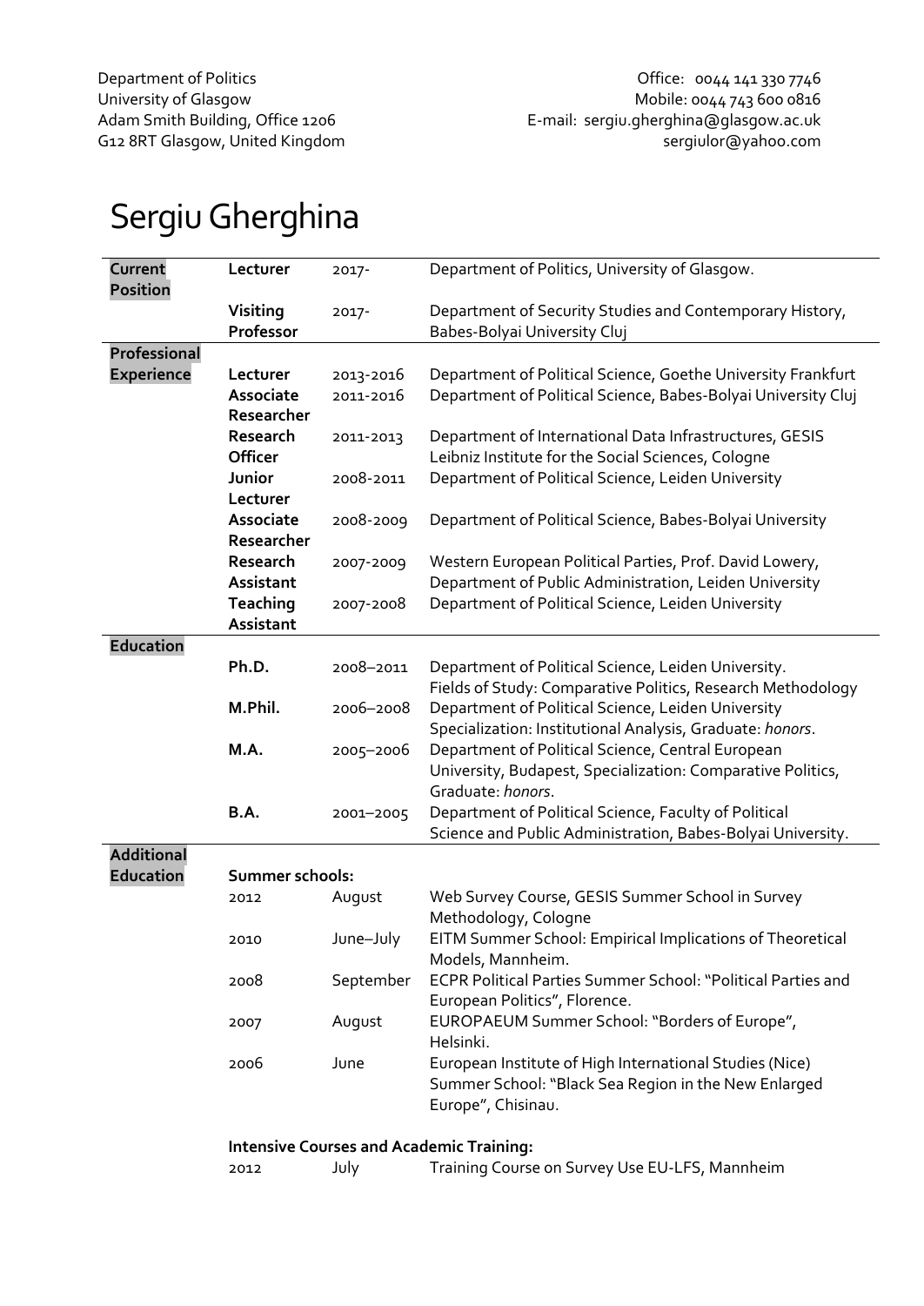Department of Politics
University of Glasgow
Adam Smith Building, Office 1206
G12 8RT Glasgow, United Kingdom

Office: 0044 141 330 7746
Mobile: 0044 743 600 0816
E-mail: sergiu.gherghina@glasgow.ac.uk
sergiulor@yahoo.com

# Sergiu Gherghina

| | | | |
|---|---|---|---|
| **Current Position** | **Lecturer** | 2017- | Department of Politics, University of Glasgow. |
| | **Visiting Professor** | 2017- | Department of Security Studies and Contemporary History, Babes-Bolyai University Cluj |
| **Professional Experience** | | | |
| | **Lecturer** | 2013-2016 | Department of Political Science, Goethe University Frankfurt |
| | **Associate Researcher** | 2011-2016 | Department of Political Science, Babes-Bolyai University Cluj |
| | **Research Officer** | 2011-2013 | Department of International Data Infrastructures, GESIS Leibniz Institute for the Social Sciences, Cologne |
| | **Junior Lecturer** | 2008-2011 | Department of Political Science, Leiden University |
| | **Associate Researcher** | 2008-2009 | Department of Political Science, Babes-Bolyai University |
| | **Research Assistant** | 2007-2009 | Western European Political Parties, Prof. David Lowery, Department of Public Administration, Leiden University |
| | **Teaching Assistant** | 2007-2008 | Department of Political Science, Leiden University |
| **Education** | | | |
| | **Ph.D.** | 2008–2011 | Department of Political Science, Leiden University. Fields of Study: Comparative Politics, Research Methodology |
| | **M.Phil.** | 2006–2008 | Department of Political Science, Leiden University Specialization: Institutional Analysis, Graduate: *honors*. |
| | **M.A.** | 2005–2006 | Department of Political Science, Central European University, Budapest, Specialization: Comparative Politics, Graduate: *honors*. |
| | **B.A.** | 2001–2005 | Department of Political Science, Faculty of Political Science and Public Administration, Babes-Bolyai University. |
| **Additional Education** | **Summer schools:** | | |
| | 2012 | August | Web Survey Course, GESIS Summer School in Survey Methodology, Cologne |
| | 2010 | June–July | EITM Summer School: Empirical Implications of Theoretical Models, Mannheim. |
| | 2008 | September | ECPR Political Parties Summer School: "Political Parties and European Politics", Florence. |
| | 2007 | August | EUROPAEUM Summer School: "Borders of Europe", Helsinki. |
| | 2006 | June | European Institute of High International Studies (Nice) Summer School: "Black Sea Region in the New Enlarged Europe", Chisinau. |
| | **Intensive Courses and Academic Training:** | | |
| | 2012 | July | Training Course on Survey Use EU-LFS, Mannheim |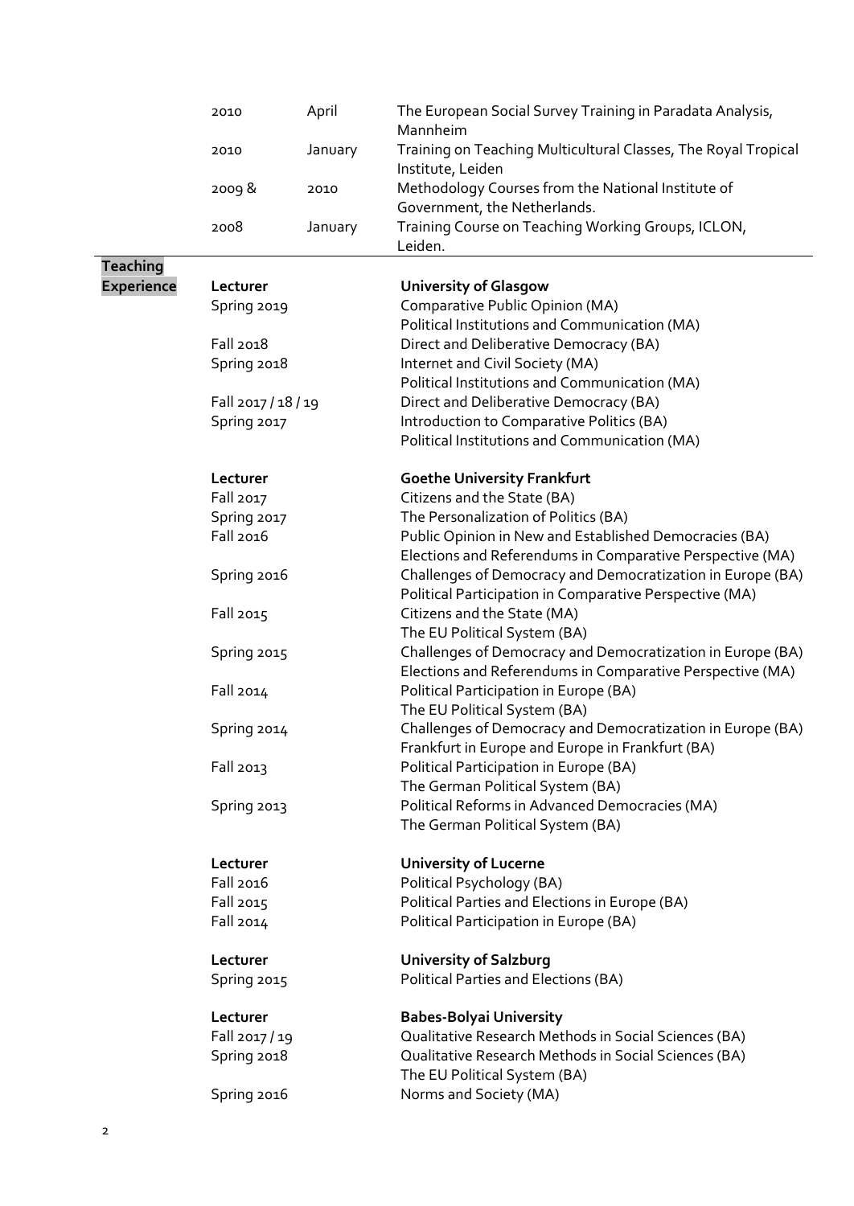| | | |
|---|---|---|
| 2010 | April | The European Social Survey Training in Paradata Analysis, Mannheim |
| 2010 | January | Training on Teaching Multicultural Classes, The Royal Tropical Institute, Leiden |
| 2009 & | 2010 | Methodology Courses from the National Institute of Government, the Netherlands. |
| 2008 | January | Training Course on Teaching Working Groups, ICLON, Leiden. |

## Teaching Experience

**Lecturer** — **University of Glasgow**

| | |
|---|---|
| Spring 2019 | Comparative Public Opinion (MA) |
| | Political Institutions and Communication (MA) |
| Fall 2018 | Direct and Deliberative Democracy (BA) |
| Spring 2018 | Internet and Civil Society (MA) |
| | Political Institutions and Communication (MA) |
| Fall 2017 / 18 / 19 | Direct and Deliberative Democracy (BA) |
| Spring 2017 | Introduction to Comparative Politics (BA) |
| | Political Institutions and Communication (MA) |

**Lecturer** — **Goethe University Frankfurt**

| | |
|---|---|
| Fall 2017 | Citizens and the State (BA) |
| Spring 2017 | The Personalization of Politics (BA) |
| Fall 2016 | Public Opinion in New and Established Democracies (BA) |
| | Elections and Referendums in Comparative Perspective (MA) |
| Spring 2016 | Challenges of Democracy and Democratization in Europe (BA) |
| | Political Participation in Comparative Perspective (MA) |
| Fall 2015 | Citizens and the State (MA) |
| | The EU Political System (BA) |
| Spring 2015 | Challenges of Democracy and Democratization in Europe (BA) |
| | Elections and Referendums in Comparative Perspective (MA) |
| Fall 2014 | Political Participation in Europe (BA) |
| | The EU Political System (BA) |
| Spring 2014 | Challenges of Democracy and Democratization in Europe (BA) |
| | Frankfurt in Europe and Europe in Frankfurt (BA) |
| Fall 2013 | Political Participation in Europe (BA) |
| | The German Political System (BA) |
| Spring 2013 | Political Reforms in Advanced Democracies (MA) |
| | The German Political System (BA) |

**Lecturer** — **University of Lucerne**

| | |
|---|---|
| Fall 2016 | Political Psychology (BA) |
| Fall 2015 | Political Parties and Elections in Europe (BA) |
| Fall 2014 | Political Participation in Europe (BA) |

**Lecturer** — **University of Salzburg**

| | |
|---|---|
| Spring 2015 | Political Parties and Elections (BA) |

**Lecturer** — **Babes-Bolyai University**

| | |
|---|---|
| Fall 2017 / 19 | Qualitative Research Methods in Social Sciences (BA) |
| Spring 2018 | Qualitative Research Methods in Social Sciences (BA) |
| | The EU Political System (BA) |
| Spring 2016 | Norms and Society (MA) |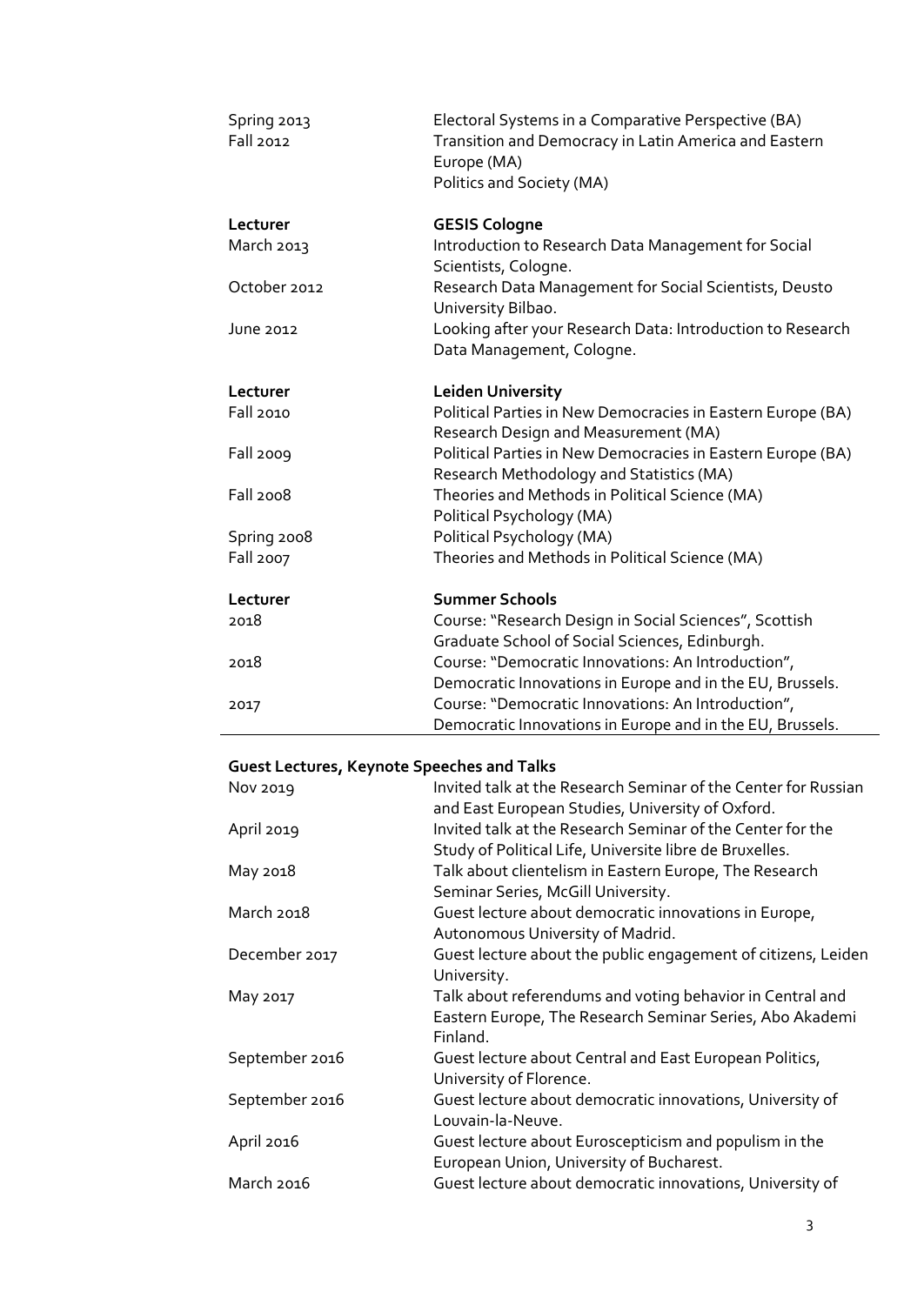| | |
|---|---|
| Spring 2013 | Electoral Systems in a Comparative Perspective (BA) |
| Fall 2012 | Transition and Democracy in Latin America and Eastern Europe (MA) |
| | Politics and Society (MA) |
| | |
| **Lecturer** | **GESIS Cologne** |
| March 2013 | Introduction to Research Data Management for Social Scientists, Cologne. |
| October 2012 | Research Data Management for Social Scientists, Deusto University Bilbao. |
| June 2012 | Looking after your Research Data: Introduction to Research Data Management, Cologne. |
| | |
| **Lecturer** | **Leiden University** |
| Fall 2010 | Political Parties in New Democracies in Eastern Europe (BA) |
| | Research Design and Measurement (MA) |
| Fall 2009 | Political Parties in New Democracies in Eastern Europe (BA) |
| | Research Methodology and Statistics (MA) |
| Fall 2008 | Theories and Methods in Political Science (MA) |
| | Political Psychology (MA) |
| Spring 2008 | Political Psychology (MA) |
| Fall 2007 | Theories and Methods in Political Science (MA) |
| | |
| **Lecturer** | **Summer Schools** |
| 2018 | Course: "Research Design in Social Sciences", Scottish Graduate School of Social Sciences, Edinburgh. |
| 2018 | Course: "Democratic Innovations: An Introduction", Democratic Innovations in Europe and in the EU, Brussels. |
| 2017 | Course: "Democratic Innovations: An Introduction", Democratic Innovations in Europe and in the EU, Brussels. |

## Guest Lectures, Keynote Speeches and Talks

| | |
|---|---|
| Nov 2019 | Invited talk at the Research Seminar of the Center for Russian and East European Studies, University of Oxford. |
| April 2019 | Invited talk at the Research Seminar of the Center for the Study of Political Life, Universite libre de Bruxelles. |
| May 2018 | Talk about clientelism in Eastern Europe, The Research Seminar Series, McGill University. |
| March 2018 | Guest lecture about democratic innovations in Europe, Autonomous University of Madrid. |
| December 2017 | Guest lecture about the public engagement of citizens, Leiden University. |
| May 2017 | Talk about referendums and voting behavior in Central and Eastern Europe, The Research Seminar Series, Abo Akademi Finland. |
| September 2016 | Guest lecture about Central and East European Politics, University of Florence. |
| September 2016 | Guest lecture about democratic innovations, University of Louvain-la-Neuve. |
| April 2016 | Guest lecture about Euroscepticism and populism in the European Union, University of Bucharest. |
| March 2016 | Guest lecture about democratic innovations, University of |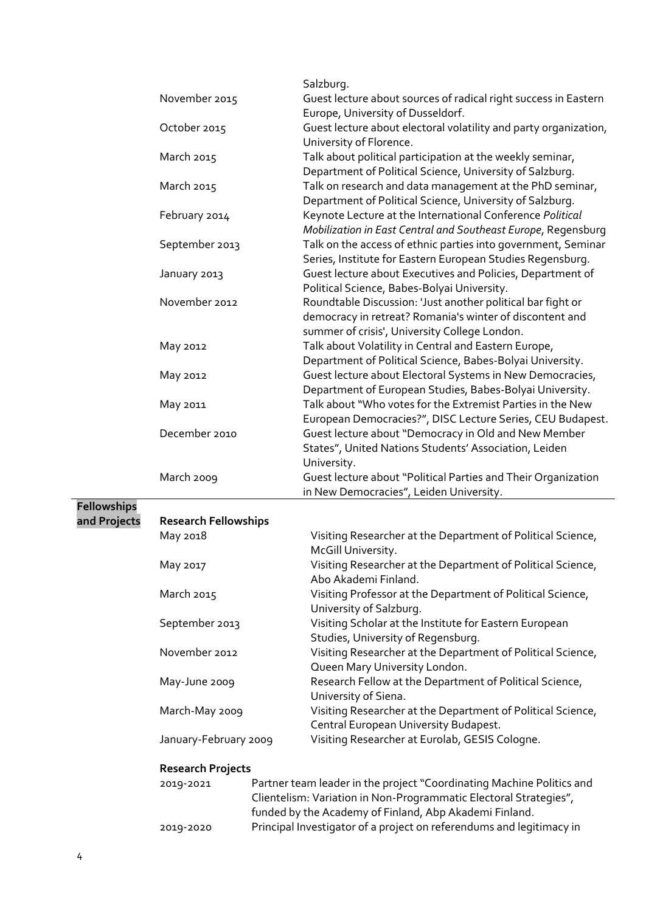| | |
|---|---|
| | Salzburg. |
| November 2015 | Guest lecture about sources of radical right success in Eastern Europe, University of Dusseldorf. |
| October 2015 | Guest lecture about electoral volatility and party organization, University of Florence. |
| March 2015 | Talk about political participation at the weekly seminar, Department of Political Science, University of Salzburg. |
| March 2015 | Talk on research and data management at the PhD seminar, Department of Political Science, University of Salzburg. |
| February 2014 | Keynote Lecture at the International Conference *Political Mobilization in East Central and Southeast Europe*, Regensburg |
| September 2013 | Talk on the access of ethnic parties into government, Seminar Series, Institute for Eastern European Studies Regensburg. |
| January 2013 | Guest lecture about Executives and Policies, Department of Political Science, Babes-Bolyai University. |
| November 2012 | Roundtable Discussion: 'Just another political bar fight or democracy in retreat? Romania's winter of discontent and summer of crisis', University College London. |
| May 2012 | Talk about Volatility in Central and Eastern Europe, Department of Political Science, Babes-Bolyai University. |
| May 2012 | Guest lecture about Electoral Systems in New Democracies, Department of European Studies, Babes-Bolyai University. |
| May 2011 | Talk about "Who votes for the Extremist Parties in the New European Democracies?", DISC Lecture Series, CEU Budapest. |
| December 2010 | Guest lecture about "Democracy in Old and New Member States", United Nations Students' Association, Leiden University. |
| March 2009 | Guest lecture about "Political Parties and Their Organization in New Democracies", Leiden University. |

## Fellowships and Projects

### Research Fellowships

| | |
|---|---|
| May 2018 | Visiting Researcher at the Department of Political Science, McGill University. |
| May 2017 | Visiting Researcher at the Department of Political Science, Abo Akademi Finland. |
| March 2015 | Visiting Professor at the Department of Political Science, University of Salzburg. |
| September 2013 | Visiting Scholar at the Institute for Eastern European Studies, University of Regensburg. |
| November 2012 | Visiting Researcher at the Department of Political Science, Queen Mary University London. |
| May-June 2009 | Research Fellow at the Department of Political Science, University of Siena. |
| March-May 2009 | Visiting Researcher at the Department of Political Science, Central European University Budapest. |
| January-February 2009 | Visiting Researcher at Eurolab, GESIS Cologne. |

### Research Projects

| | |
|---|---|
| 2019-2021 | Partner team leader in the project "Coordinating Machine Politics and Clientelism: Variation in Non-Programmatic Electoral Strategies", funded by the Academy of Finland, Abp Akademi Finland. |
| 2019-2020 | Principal Investigator of a project on referendums and legitimacy in |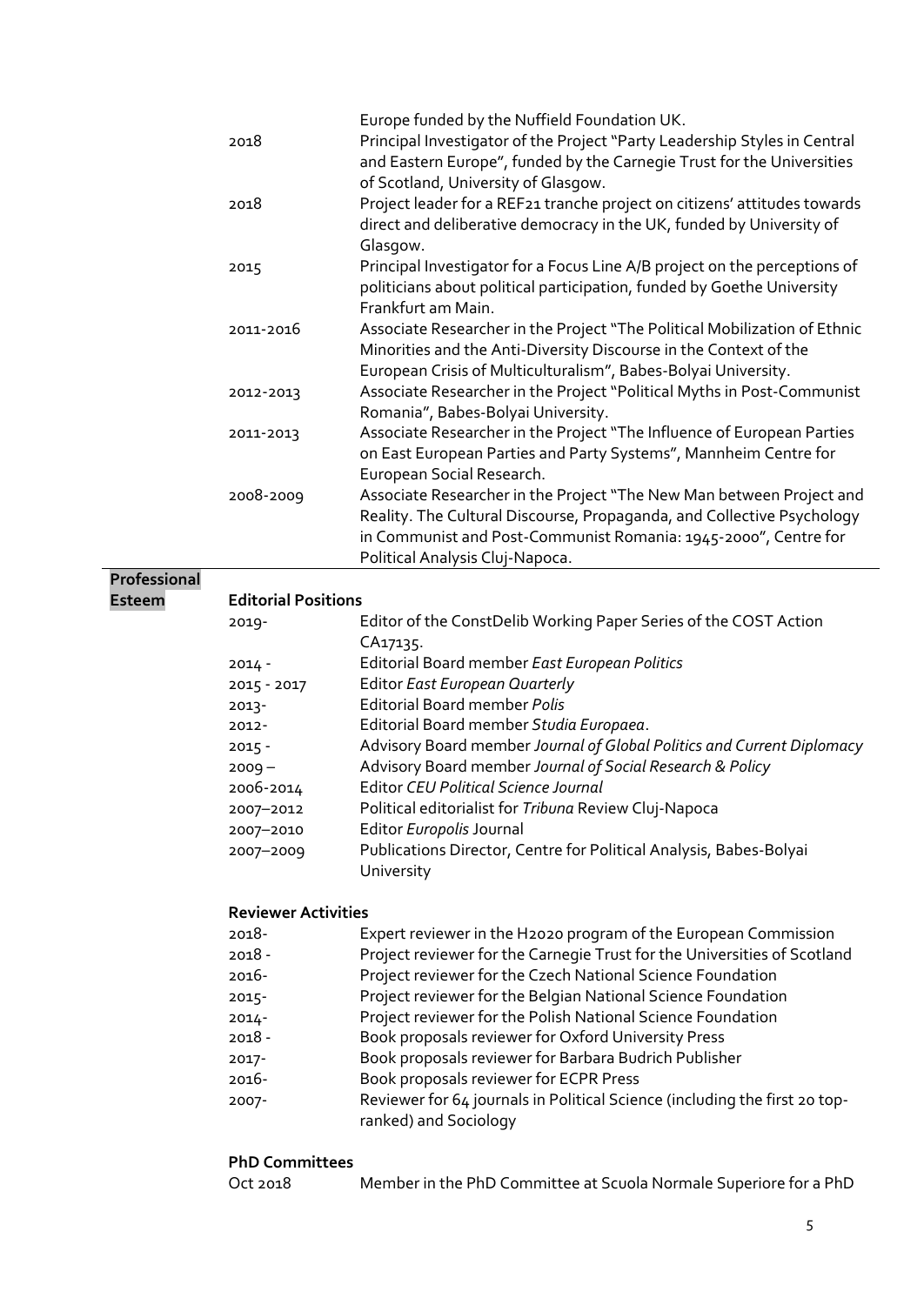| | |
|---|---|
| | Europe funded by the Nuffield Foundation UK. |
| 2018 | Principal Investigator of the Project "Party Leadership Styles in Central and Eastern Europe", funded by the Carnegie Trust for the Universities of Scotland, University of Glasgow. |
| 2018 | Project leader for a REF21 tranche project on citizens' attitudes towards direct and deliberative democracy in the UK, funded by University of Glasgow. |
| 2015 | Principal Investigator for a Focus Line A/B project on the perceptions of politicians about political participation, funded by Goethe University Frankfurt am Main. |
| 2011-2016 | Associate Researcher in the Project "The Political Mobilization of Ethnic Minorities and the Anti-Diversity Discourse in the Context of the European Crisis of Multiculturalism", Babes-Bolyai University. |
| 2012-2013 | Associate Researcher in the Project "Political Myths in Post-Communist Romania", Babes-Bolyai University. |
| 2011-2013 | Associate Researcher in the Project "The Influence of European Parties on East European Parties and Party Systems", Mannheim Centre for European Social Research. |
| 2008-2009 | Associate Researcher in the Project "The New Man between Project and Reality. The Cultural Discourse, Propaganda, and Collective Psychology in Communist and Post-Communist Romania: 1945-2000", Centre for Political Analysis Cluj-Napoca. |

## Professional Esteem

### Editorial Positions

| | |
|---|---|
| 2019- | Editor of the ConstDelib Working Paper Series of the COST Action CA17135. |
| 2014 - | Editorial Board member *East European Politics* |
| 2015 - 2017 | Editor *East European Quarterly* |
| 2013- | Editorial Board member *Polis* |
| 2012- | Editorial Board member *Studia Europaea*. |
| 2015 - | Advisory Board member *Journal of Global Politics and Current Diplomacy* |
| 2009 – | Advisory Board member *Journal of Social Research & Policy* |
| 2006-2014 | Editor *CEU Political Science Journal* |
| 2007–2012 | Political editorialist for *Tribuna* Review Cluj-Napoca |
| 2007–2010 | Editor *Europolis* Journal |
| 2007–2009 | Publications Director, Centre for Political Analysis, Babes-Bolyai University |

### Reviewer Activities

| | |
|---|---|
| 2018- | Expert reviewer in the H2020 program of the European Commission |
| 2018 - | Project reviewer for the Carnegie Trust for the Universities of Scotland |
| 2016- | Project reviewer for the Czech National Science Foundation |
| 2015- | Project reviewer for the Belgian National Science Foundation |
| 2014- | Project reviewer for the Polish National Science Foundation |
| 2018 - | Book proposals reviewer for Oxford University Press |
| 2017- | Book proposals reviewer for Barbara Budrich Publisher |
| 2016- | Book proposals reviewer for ECPR Press |
| 2007- | Reviewer for 64 journals in Political Science (including the first 20 top-ranked) and Sociology |

### PhD Committees

| | |
|---|---|
| Oct 2018 | Member in the PhD Committee at Scuola Normale Superiore for a PhD |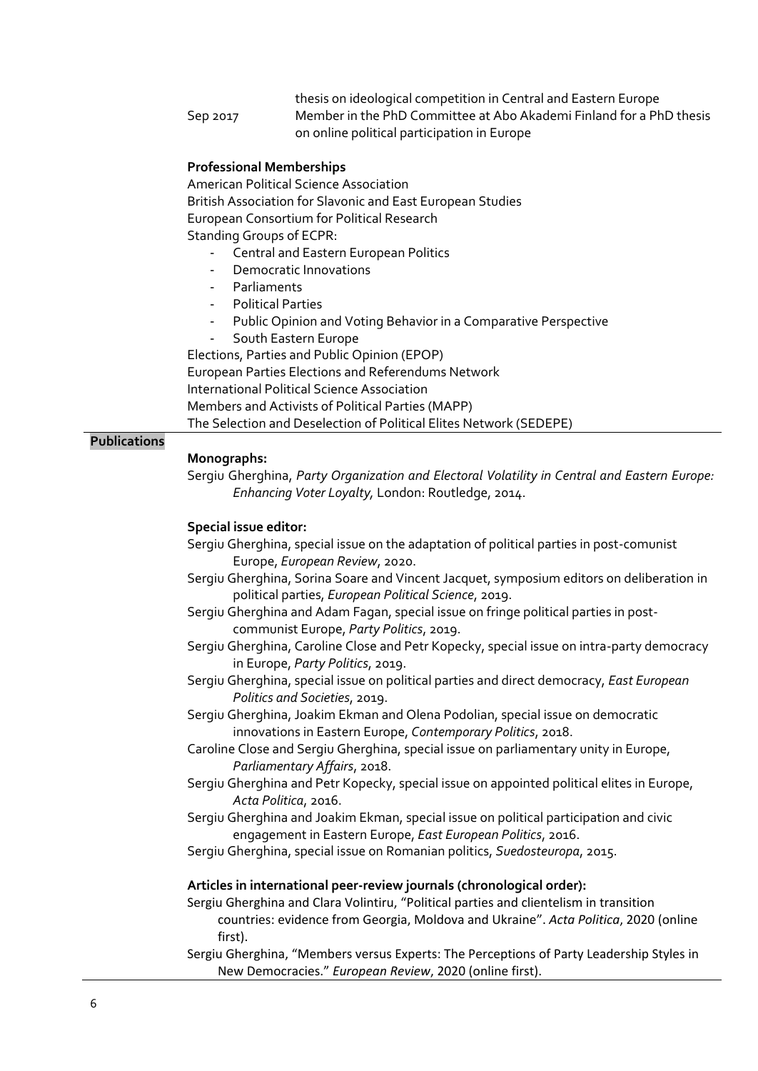thesis on ideological competition in Central and Eastern Europe

Sep 2017 Member in the PhD Committee at Abo Akademi Finland for a PhD thesis on online political participation in Europe

**Professional Memberships**

American Political Science Association
British Association for Slavonic and East European Studies
European Consortium for Political Research
Standing Groups of ECPR:

- Central and Eastern European Politics
- Democratic Innovations
- Parliaments
- Political Parties
- Public Opinion and Voting Behavior in a Comparative Perspective
- South Eastern Europe

Elections, Parties and Public Opinion (EPOP)
European Parties Elections and Referendums Network
International Political Science Association
Members and Activists of Political Parties (MAPP)
The Selection and Deselection of Political Elites Network (SEDEPE)

## Publications

**Monographs:**

Sergiu Gherghina, *Party Organization and Electoral Volatility in Central and Eastern Europe: Enhancing Voter Loyalty,* London: Routledge, 2014.

**Special issue editor:**

Sergiu Gherghina, special issue on the adaptation of political parties in post-comunist Europe, *European Review*, 2020.

Sergiu Gherghina, Sorina Soare and Vincent Jacquet, symposium editors on deliberation in political parties, *European Political Science*, 2019.

Sergiu Gherghina and Adam Fagan, special issue on fringe political parties in post-communist Europe, *Party Politics*, 2019.

Sergiu Gherghina, Caroline Close and Petr Kopecky, special issue on intra-party democracy in Europe, *Party Politics*, 2019.

Sergiu Gherghina, special issue on political parties and direct democracy, *East European Politics and Societies*, 2019.

Sergiu Gherghina, Joakim Ekman and Olena Podolian, special issue on democratic innovations in Eastern Europe, *Contemporary Politics*, 2018.

Caroline Close and Sergiu Gherghina, special issue on parliamentary unity in Europe, *Parliamentary Affairs*, 2018.

Sergiu Gherghina and Petr Kopecky, special issue on appointed political elites in Europe, *Acta Politica*, 2016.

Sergiu Gherghina and Joakim Ekman, special issue on political participation and civic engagement in Eastern Europe, *East European Politics*, 2016.

Sergiu Gherghina, special issue on Romanian politics, *Suedosteuropa*, 2015.

**Articles in international peer-review journals (chronological order):**

Sergiu Gherghina and Clara Volintiru, "Political parties and clientelism in transition countries: evidence from Georgia, Moldova and Ukraine". *Acta Politica*, 2020 (online first).

Sergiu Gherghina, "Members versus Experts: The Perceptions of Party Leadership Styles in New Democracies." *European Review*, 2020 (online first).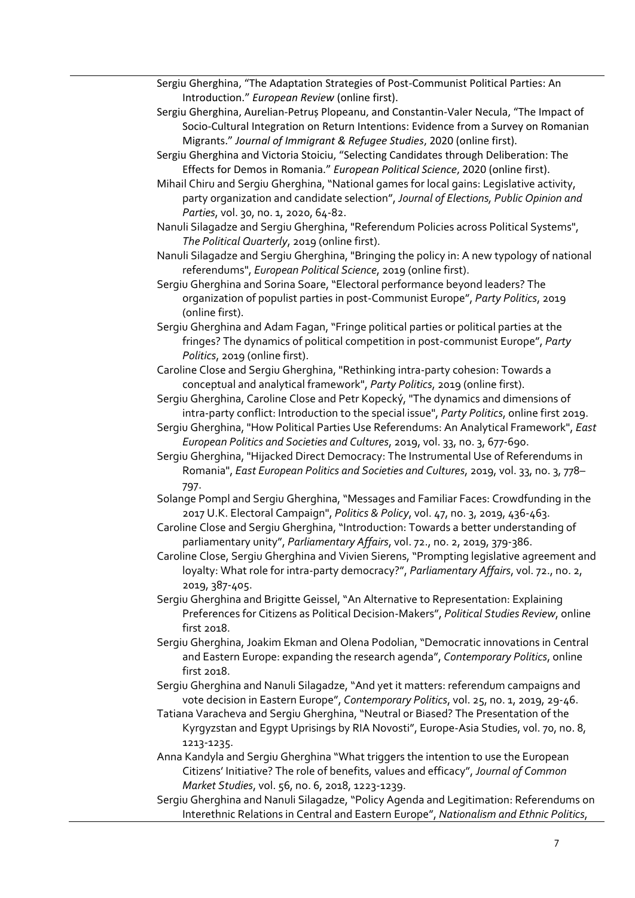Sergiu Gherghina, "The Adaptation Strategies of Post-Communist Political Parties: An Introduction." *European Review* (online first).

Sergiu Gherghina, Aurelian-Petruș Plopeanu, and Constantin-Valer Necula, "The Impact of Socio-Cultural Integration on Return Intentions: Evidence from a Survey on Romanian Migrants." *Journal of Immigrant & Refugee Studies*, 2020 (online first).

Sergiu Gherghina and Victoria Stoiciu, "Selecting Candidates through Deliberation: The Effects for Demos in Romania." *European Political Science*, 2020 (online first).

Mihail Chiru and Sergiu Gherghina, "National games for local gains: Legislative activity, party organization and candidate selection", *Journal of Elections, Public Opinion and Parties*, vol. 30, no. 1, 2020, 64-82.

Nanuli Silagadze and Sergiu Gherghina, "Referendum Policies across Political Systems", *The Political Quarterly*, 2019 (online first).

Nanuli Silagadze and Sergiu Gherghina, "Bringing the policy in: A new typology of national referendums", *European Political Science*, 2019 (online first).

Sergiu Gherghina and Sorina Soare, "Electoral performance beyond leaders? The organization of populist parties in post-Communist Europe", *Party Politics*, 2019 (online first).

Sergiu Gherghina and Adam Fagan, "Fringe political parties or political parties at the fringes? The dynamics of political competition in post-communist Europe", *Party Politics*, 2019 (online first).

Caroline Close and Sergiu Gherghina, "Rethinking intra-party cohesion: Towards a conceptual and analytical framework", *Party Politics*, 2019 (online first).

Sergiu Gherghina, Caroline Close and Petr Kopecký, "The dynamics and dimensions of intra-party conflict: Introduction to the special issue", *Party Politics*, online first 2019.

Sergiu Gherghina, "How Political Parties Use Referendums: An Analytical Framework", *East European Politics and Societies and Cultures*, 2019, vol. 33, no. 3, 677-690.

Sergiu Gherghina, "Hijacked Direct Democracy: The Instrumental Use of Referendums in Romania", *East European Politics and Societies and Cultures*, 2019, vol. 33, no. 3, 778–797.

Solange Pompl and Sergiu Gherghina, "Messages and Familiar Faces: Crowdfunding in the 2017 U.K. Electoral Campaign", *Politics & Policy*, vol. 47, no. 3, 2019, 436-463.

Caroline Close and Sergiu Gherghina, "Introduction: Towards a better understanding of parliamentary unity", *Parliamentary Affairs*, vol. 72., no. 2, 2019, 379-386.

Caroline Close, Sergiu Gherghina and Vivien Sierens, "Prompting legislative agreement and loyalty: What role for intra-party democracy?", *Parliamentary Affairs*, vol. 72., no. 2, 2019, 387-405.

Sergiu Gherghina and Brigitte Geissel, "An Alternative to Representation: Explaining Preferences for Citizens as Political Decision-Makers", *Political Studies Review*, online first 2018.

Sergiu Gherghina, Joakim Ekman and Olena Podolian, "Democratic innovations in Central and Eastern Europe: expanding the research agenda", *Contemporary Politics*, online first 2018.

Sergiu Gherghina and Nanuli Silagadze, "And yet it matters: referendum campaigns and vote decision in Eastern Europe", *Contemporary Politics*, vol. 25, no. 1, 2019, 29-46.

Tatiana Varacheva and Sergiu Gherghina, "Neutral or Biased? The Presentation of the Kyrgyzstan and Egypt Uprisings by RIA Novosti", Europe-Asia Studies, vol. 70, no. 8, 1213-1235.

Anna Kandyla and Sergiu Gherghina "What triggers the intention to use the European Citizens' Initiative? The role of benefits, values and efficacy", *Journal of Common Market Studies*, vol. 56, no. 6, 2018, 1223-1239.

Sergiu Gherghina and Nanuli Silagadze, "Policy Agenda and Legitimation: Referendums on Interethnic Relations in Central and Eastern Europe", *Nationalism and Ethnic Politics*,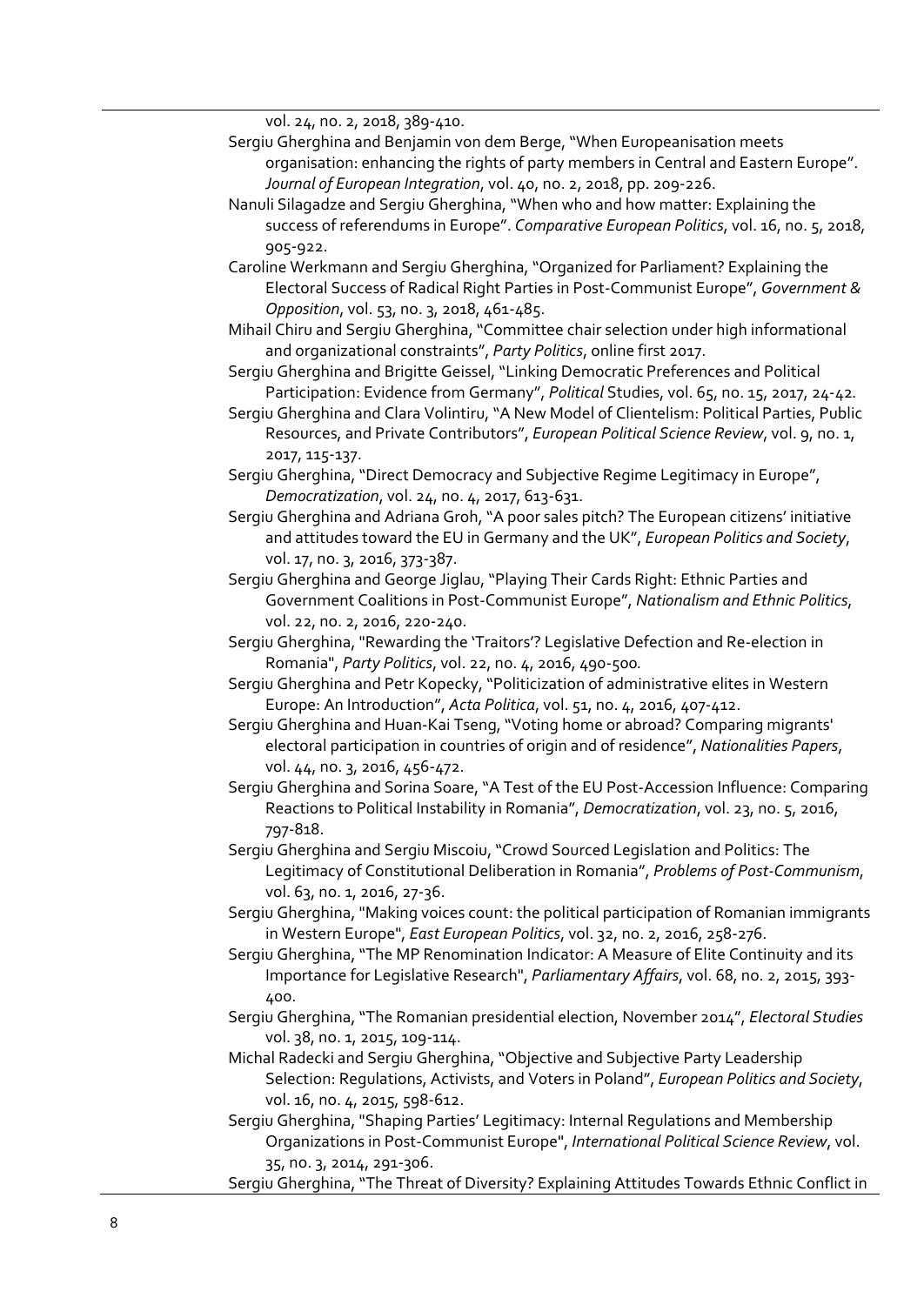vol. 24, no. 2, 2018, 389-410.

Sergiu Gherghina and Benjamin von dem Berge, "When Europeanisation meets organisation: enhancing the rights of party members in Central and Eastern Europe". *Journal of European Integration*, vol. 40, no. 2, 2018, pp. 209-226.

Nanuli Silagadze and Sergiu Gherghina, "When who and how matter: Explaining the success of referendums in Europe". *Comparative European Politics*, vol. 16, no. 5, 2018, 905-922.

Caroline Werkmann and Sergiu Gherghina, "Organized for Parliament? Explaining the Electoral Success of Radical Right Parties in Post-Communist Europe", *Government & Opposition*, vol. 53, no. 3, 2018, 461-485.

Mihail Chiru and Sergiu Gherghina, "Committee chair selection under high informational and organizational constraints", *Party Politics*, online first 2017.

Sergiu Gherghina and Brigitte Geissel, "Linking Democratic Preferences and Political Participation: Evidence from Germany", *Political* Studies, vol. 65, no. 15, 2017, 24-42.

Sergiu Gherghina and Clara Volintiru, "A New Model of Clientelism: Political Parties, Public Resources, and Private Contributors", *European Political Science Review*, vol. 9, no. 1, 2017, 115-137.

Sergiu Gherghina, "Direct Democracy and Subjective Regime Legitimacy in Europe", *Democratization*, vol. 24, no. 4, 2017, 613-631.

Sergiu Gherghina and Adriana Groh, "A poor sales pitch? The European citizens' initiative and attitudes toward the EU in Germany and the UK", *European Politics and Society*, vol. 17, no. 3, 2016, 373-387.

Sergiu Gherghina and George Jiglau, "Playing Their Cards Right: Ethnic Parties and Government Coalitions in Post-Communist Europe", *Nationalism and Ethnic Politics*, vol. 22, no. 2, 2016, 220-240.

Sergiu Gherghina, "Rewarding the 'Traitors'? Legislative Defection and Re-election in Romania", *Party Politics*, vol. 22, no. 4, 2016, 490-500.

Sergiu Gherghina and Petr Kopecky, "Politicization of administrative elites in Western Europe: An Introduction", *Acta Politica*, vol. 51, no. 4, 2016, 407-412.

Sergiu Gherghina and Huan-Kai Tseng, "Voting home or abroad? Comparing migrants' electoral participation in countries of origin and of residence", *Nationalities Papers*, vol. 44, no. 3, 2016, 456-472.

Sergiu Gherghina and Sorina Soare, "A Test of the EU Post-Accession Influence: Comparing Reactions to Political Instability in Romania", *Democratization*, vol. 23, no. 5, 2016, 797-818.

Sergiu Gherghina and Sergiu Miscoiu, "Crowd Sourced Legislation and Politics: The Legitimacy of Constitutional Deliberation in Romania", *Problems of Post-Communism*, vol. 63, no. 1, 2016, 27-36.

Sergiu Gherghina, "Making voices count: the political participation of Romanian immigrants in Western Europe", *East European Politics*, vol. 32, no. 2, 2016, 258-276.

Sergiu Gherghina, "The MP Renomination Indicator: A Measure of Elite Continuity and its Importance for Legislative Research", *Parliamentary Affairs*, vol. 68, no. 2, 2015, 393-400.

Sergiu Gherghina, "The Romanian presidential election, November 2014", *Electoral Studies* vol. 38, no. 1, 2015, 109-114.

Michal Radecki and Sergiu Gherghina, "Objective and Subjective Party Leadership Selection: Regulations, Activists, and Voters in Poland", *European Politics and Society*, vol. 16, no. 4, 2015, 598-612.

Sergiu Gherghina, "Shaping Parties' Legitimacy: Internal Regulations and Membership Organizations in Post-Communist Europe", *International Political Science Review*, vol. 35, no. 3, 2014, 291-306.

Sergiu Gherghina, "The Threat of Diversity? Explaining Attitudes Towards Ethnic Conflict in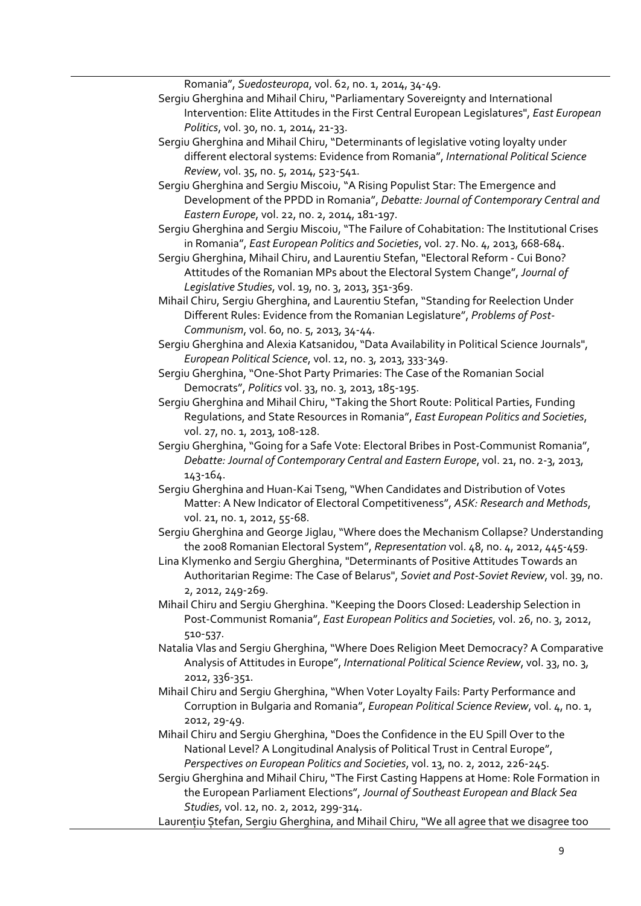Romania", *Suedosteuropa*, vol. 62, no. 1, 2014, 34-49.

Sergiu Gherghina and Mihail Chiru, "Parliamentary Sovereignty and International Intervention: Elite Attitudes in the First Central European Legislatures", *East European Politics*, vol. 30, no. 1, 2014, 21-33.

Sergiu Gherghina and Mihail Chiru, "Determinants of legislative voting loyalty under different electoral systems: Evidence from Romania", *International Political Science Review*, vol. 35, no. 5, 2014, 523-541.

Sergiu Gherghina and Sergiu Miscoiu, "A Rising Populist Star: The Emergence and Development of the PPDD in Romania", *Debatte: Journal of Contemporary Central and Eastern Europe*, vol. 22, no. 2, 2014, 181-197.

Sergiu Gherghina and Sergiu Miscoiu, "The Failure of Cohabitation: The Institutional Crises in Romania", *East European Politics and Societies*, vol. 27. No. 4, 2013, 668-684.

Sergiu Gherghina, Mihail Chiru, and Laurentiu Stefan, "Electoral Reform - Cui Bono? Attitudes of the Romanian MPs about the Electoral System Change", *Journal of Legislative Studies*, vol. 19, no. 3, 2013, 351-369.

Mihail Chiru, Sergiu Gherghina, and Laurentiu Stefan, "Standing for Reelection Under Different Rules: Evidence from the Romanian Legislature", *Problems of Post-Communism*, vol. 60, no. 5, 2013, 34-44.

Sergiu Gherghina and Alexia Katsanidou, "Data Availability in Political Science Journals", *European Political Science*, vol. 12, no. 3, 2013, 333-349.

Sergiu Gherghina, "One-Shot Party Primaries: The Case of the Romanian Social Democrats", *Politics* vol. 33, no. 3, 2013, 185-195.

Sergiu Gherghina and Mihail Chiru, "Taking the Short Route: Political Parties, Funding Regulations, and State Resources in Romania", *East European Politics and Societies*, vol. 27, no. 1, 2013, 108-128.

Sergiu Gherghina, "Going for a Safe Vote: Electoral Bribes in Post-Communist Romania", *Debatte: Journal of Contemporary Central and Eastern Europe*, vol. 21, no. 2-3, 2013, 143-164.

Sergiu Gherghina and Huan-Kai Tseng, "When Candidates and Distribution of Votes Matter: A New Indicator of Electoral Competitiveness", *ASK: Research and Methods*, vol. 21, no. 1, 2012, 55-68.

Sergiu Gherghina and George Jiglau, "Where does the Mechanism Collapse? Understanding the 2008 Romanian Electoral System", *Representation* vol. 48, no. 4, 2012, 445-459.

Lina Klymenko and Sergiu Gherghina, "Determinants of Positive Attitudes Towards an Authoritarian Regime: The Case of Belarus", *Soviet and Post-Soviet Review*, vol. 39, no. 2, 2012, 249-269.

Mihail Chiru and Sergiu Gherghina. "Keeping the Doors Closed: Leadership Selection in Post-Communist Romania", *East European Politics and Societies*, vol. 26, no. 3, 2012, 510-537.

Natalia Vlas and Sergiu Gherghina, "Where Does Religion Meet Democracy? A Comparative Analysis of Attitudes in Europe", *International Political Science Review*, vol. 33, no. 3, 2012, 336-351.

Mihail Chiru and Sergiu Gherghina, "When Voter Loyalty Fails: Party Performance and Corruption in Bulgaria and Romania", *European Political Science Review*, vol. 4, no. 1, 2012, 29-49.

Mihail Chiru and Sergiu Gherghina, "Does the Confidence in the EU Spill Over to the National Level? A Longitudinal Analysis of Political Trust in Central Europe", *Perspectives on European Politics and Societies*, vol. 13, no. 2, 2012, 226-245.

Sergiu Gherghina and Mihail Chiru, "The First Casting Happens at Home: Role Formation in the European Parliament Elections", *Journal of Southeast European and Black Sea Studies*, vol. 12, no. 2, 2012, 299-314.

Laurențiu Ștefan, Sergiu Gherghina, and Mihail Chiru, "We all agree that we disagree too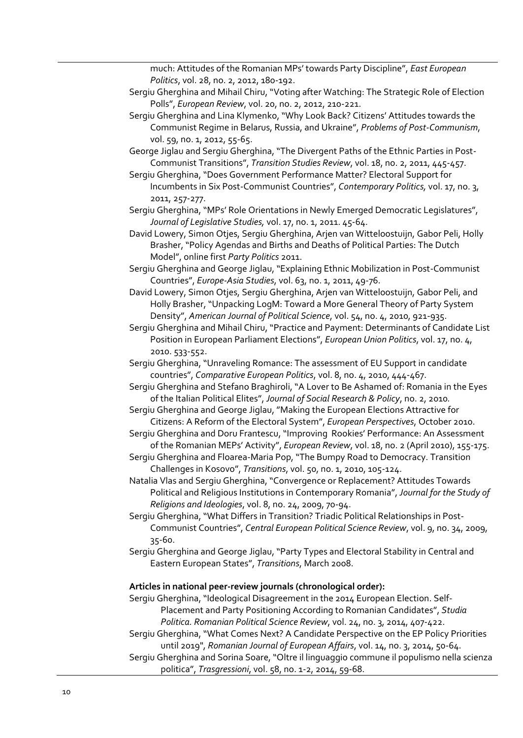much: Attitudes of the Romanian MPs' towards Party Discipline", *East European Politics*, vol. 28, no. 2, 2012, 180-192.

Sergiu Gherghina and Mihail Chiru, "Voting after Watching: The Strategic Role of Election Polls", *European Review*, vol. 20, no. 2, 2012, 210-221.

Sergiu Gherghina and Lina Klymenko, "Why Look Back? Citizens' Attitudes towards the Communist Regime in Belarus, Russia, and Ukraine", *Problems of Post-Communism*, vol. 59, no. 1, 2012, 55-65.

George Jiglau and Sergiu Gherghina, "The Divergent Paths of the Ethnic Parties in Post-Communist Transitions", *Transition Studies Review*, vol. 18, no. 2, 2011, 445-457.

Sergiu Gherghina, "Does Government Performance Matter? Electoral Support for Incumbents in Six Post-Communist Countries", *Contemporary Politics*, vol. 17, no. 3, 2011, 257-277.

Sergiu Gherghina, "MPs' Role Orientations in Newly Emerged Democratic Legislatures", *Journal of Legislative Studies,* vol. 17, no. 1, 2011. 45-64.

David Lowery, Simon Otjes, Sergiu Gherghina, Arjen van Witteloostuijn, Gabor Peli, Holly Brasher, "Policy Agendas and Births and Deaths of Political Parties: The Dutch Model", online first *Party Politics* 2011.

Sergiu Gherghina and George Jiglau, "Explaining Ethnic Mobilization in Post-Communist Countries", *Europe-Asia Studies*, vol. 63, no. 1, 2011, 49-76.

David Lowery, Simon Otjes, Sergiu Gherghina, Arjen van Witteloostuijn, Gabor Peli, and Holly Brasher, "Unpacking LogM: Toward a More General Theory of Party System Density", *American Journal of Political Science*, vol. 54, no. 4, 2010, 921-935.

Sergiu Gherghina and Mihail Chiru, "Practice and Payment: Determinants of Candidate List Position in European Parliament Elections", *European Union Politics*, vol. 17, no. 4, 2010. 533-552.

Sergiu Gherghina, "Unraveling Romance: The assessment of EU Support in candidate countries", *Comparative European Politics*, vol. 8, no. 4, 2010, 444-467.

Sergiu Gherghina and Stefano Braghiroli, "A Lover to Be Ashamed of: Romania in the Eyes of the Italian Political Elites", *Journal of Social Research & Policy*, no. 2, 2010.

Sergiu Gherghina and George Jiglau, "Making the European Elections Attractive for Citizens: A Reform of the Electoral System", *European Perspectives*, October 2010.

Sergiu Gherghina and Doru Frantescu, "Improving Rookies' Performance: An Assessment of the Romanian MEPs' Activity", *European Review*, vol. 18, no. 2 (April 2010), 155-175.

Sergiu Gherghina and Floarea-Maria Pop, "The Bumpy Road to Democracy. Transition Challenges in Kosovo", *Transitions*, vol. 50, no. 1, 2010, 105-124.

Natalia Vlas and Sergiu Gherghina, "Convergence or Replacement? Attitudes Towards Political and Religious Institutions in Contemporary Romania", *Journal for the Study of Religions and Ideologies*, vol. 8, no. 24, 2009, 70-94.

Sergiu Gherghina, "What Differs in Transition? Triadic Political Relationships in Post-Communist Countries", *Central European Political Science Review*, vol. 9, no. 34, 2009, 35-60.

Sergiu Gherghina and George Jiglau, "Party Types and Electoral Stability in Central and Eastern European States", *Transitions*, March 2008.

**Articles in national peer-review journals (chronological order):**

Sergiu Gherghina, "Ideological Disagreement in the 2014 European Election. Self-Placement and Party Positioning According to Romanian Candidates", *Studia Politica. Romanian Political Science Review*, vol. 24, no. 3, 2014, 407-422.

Sergiu Gherghina, "What Comes Next? A Candidate Perspective on the EP Policy Priorities until 2019", *Romanian Journal of European Affairs*, vol. 14, no. 3, 2014, 50-64.

Sergiu Gherghina and Sorina Soare, "Oltre il linguaggio commune il populismo nella scienza politica", *Trasgressioni*, vol. 58, no. 1-2, 2014, 59-68.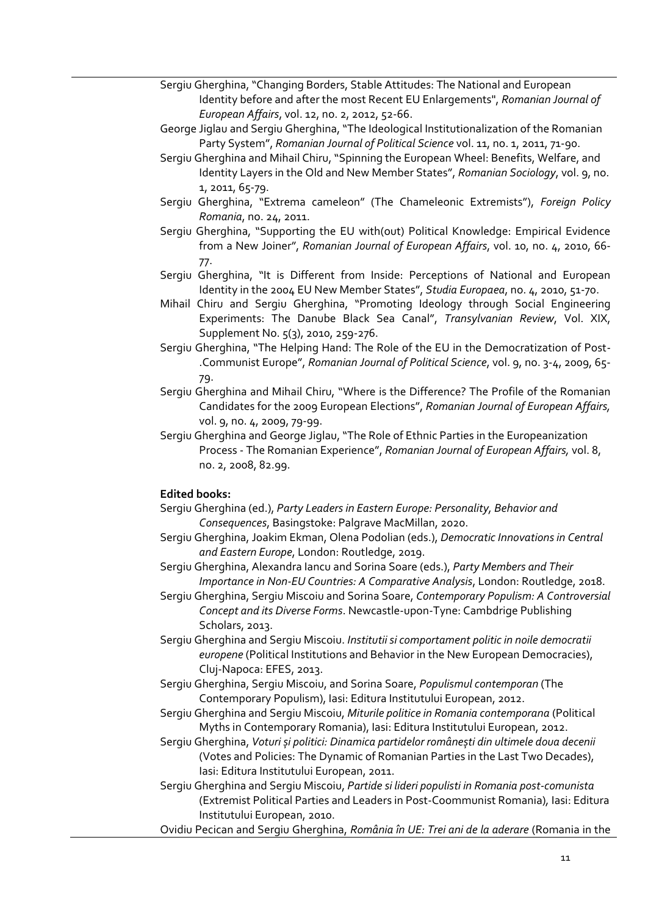Sergiu Gherghina, "Changing Borders, Stable Attitudes: The National and European Identity before and after the most Recent EU Enlargements", *Romanian Journal of European Affairs*, vol. 12, no. 2, 2012, 52-66.

George Jiglau and Sergiu Gherghina, "The Ideological Institutionalization of the Romanian Party System", *Romanian Journal of Political Science* vol. 11, no. 1, 2011, 71-90.

Sergiu Gherghina and Mihail Chiru, "Spinning the European Wheel: Benefits, Welfare, and Identity Layers in the Old and New Member States", *Romanian Sociology*, vol. 9, no. 1, 2011, 65-79.

Sergiu Gherghina, "Extrema cameleon" (The Chameleonic Extremists"), *Foreign Policy Romania*, no. 24, 2011.

Sergiu Gherghina, "Supporting the EU with(out) Political Knowledge: Empirical Evidence from a New Joiner", *Romanian Journal of European Affairs*, vol. 10, no. 4, 2010, 66-77.

Sergiu Gherghina, "It is Different from Inside: Perceptions of National and European Identity in the 2004 EU New Member States", *Studia Europaea*, no. 4, 2010, 51-70.

Mihail Chiru and Sergiu Gherghina, "Promoting Ideology through Social Engineering Experiments: The Danube Black Sea Canal", *Transylvanian Review*, Vol. XIX, Supplement No. 5(3), 2010, 259-276.

Sergiu Gherghina, "The Helping Hand: The Role of the EU in the Democratization of Post-.Communist Europe", *Romanian Journal of Political Science*, vol. 9, no. 3-4, 2009, 65-79.

Sergiu Gherghina and Mihail Chiru, "Where is the Difference? The Profile of the Romanian Candidates for the 2009 European Elections", *Romanian Journal of European Affairs,* vol. 9, no. 4, 2009, 79-99.

Sergiu Gherghina and George Jiglau, "The Role of Ethnic Parties in the Europeanization Process - The Romanian Experience", *Romanian Journal of European Affairs,* vol. 8, no. 2, 2008, 82.99.

**Edited books:**

Sergiu Gherghina (ed.), *Party Leaders in Eastern Europe: Personality, Behavior and Consequences*, Basingstoke: Palgrave MacMillan, 2020.

Sergiu Gherghina, Joakim Ekman, Olena Podolian (eds.), *Democratic Innovations in Central and Eastern Europe*, London: Routledge, 2019.

Sergiu Gherghina, Alexandra Iancu and Sorina Soare (eds.), *Party Members and Their Importance in Non-EU Countries: A Comparative Analysis*, London: Routledge, 2018.

Sergiu Gherghina, Sergiu Miscoiu and Sorina Soare, *Contemporary Populism: A Controversial Concept and its Diverse Forms*. Newcastle-upon-Tyne: Cambdrige Publishing Scholars, 2013.

Sergiu Gherghina and Sergiu Miscoiu. *Institutii si comportament politic in noile democratii europene* (Political Institutions and Behavior in the New European Democracies), Cluj-Napoca: EFES, 2013.

Sergiu Gherghina, Sergiu Miscoiu, and Sorina Soare, *Populismul contemporan* (The Contemporary Populism), Iasi: Editura Institutului European, 2012.

Sergiu Gherghina and Sergiu Miscoiu, *Miturile politice in Romania contemporana* (Political Myths in Contemporary Romania), Iasi: Editura Institutului European, 2012.

Sergiu Gherghina, *Voturi și politici: Dinamica partidelor românești din ultimele doua decenii* (Votes and Policies: The Dynamic of Romanian Parties in the Last Two Decades), Iasi: Editura Institutului European, 2011.

Sergiu Gherghina and Sergiu Miscoiu, *Partide si lideri populisti in Romania post-comunista* (Extremist Political Parties and Leaders in Post-Coommunist Romania), Iasi: Editura Institutului European, 2010.

Ovidiu Pecican and Sergiu Gherghina, *România în UE: Trei ani de la aderare* (Romania in the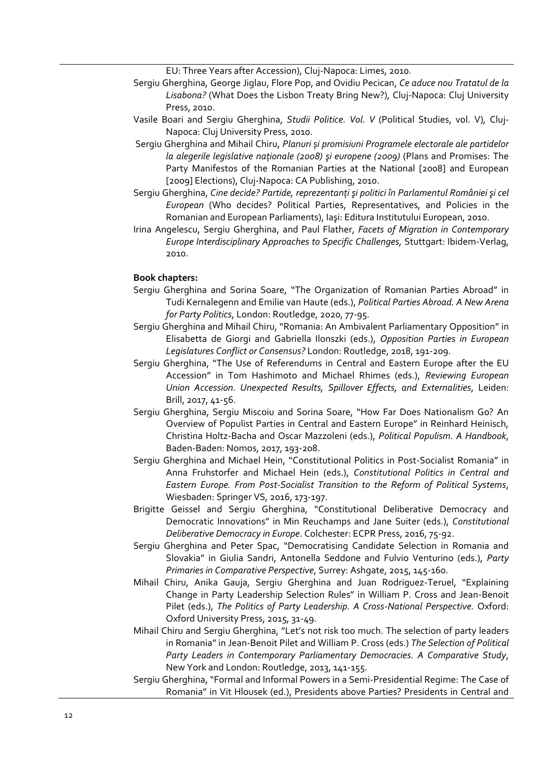EU: Three Years after Accession), Cluj-Napoca: Limes, 2010.

Sergiu Gherghina, George Jiglau, Flore Pop, and Ovidiu Pecican, *Ce aduce nou Tratatul de la Lisabona?* (What Does the Lisbon Treaty Bring New?), Cluj-Napoca: Cluj University Press, 2010.

Vasile Boari and Sergiu Gherghina, *Studii Politice. Vol. V* (Political Studies, vol. V), Cluj-Napoca: Cluj University Press, 2010.

Sergiu Gherghina and Mihail Chiru, *Planuri și promisiuni Programele electorale ale partidelor la alegerile legislative naționale (2008) şi europene (2009)* (Plans and Promises: The Party Manifestos of the Romanian Parties at the National [2008] and European [2009] Elections), Cluj-Napoca: CA Publishing, 2010.

Sergiu Gherghina, *Cine decide? Partide, reprezentanți şi politici în Parlamentul României şi cel European* (Who decides? Political Parties, Representatives, and Policies in the Romanian and European Parliaments), Iaşi: Editura Institutului European, 2010.

Irina Angelescu, Sergiu Gherghina, and Paul Flather, *Facets of Migration in Contemporary Europe Interdisciplinary Approaches to Specific Challenges,* Stuttgart: Ibidem-Verlag, 2010.

**Book chapters:**

Sergiu Gherghina and Sorina Soare, "The Organization of Romanian Parties Abroad" in Tudi Kernalegenn and Emilie van Haute (eds.), *Political Parties Abroad. A New Arena for Party Politics*, London: Routledge, 2020, 77-95.

Sergiu Gherghina and Mihail Chiru, "Romania: An Ambivalent Parliamentary Opposition" in Elisabetta de Giorgi and Gabriella Ilonszki (eds.), *Opposition Parties in European Legislatures Conflict or Consensus?* London: Routledge, 2018, 191-209.

Sergiu Gherghina, "The Use of Referendums in Central and Eastern Europe after the EU Accession" in Tom Hashimoto and Michael Rhimes (eds.), *Reviewing European Union Accession. Unexpected Results, Spillover Effects, and Externalities*, Leiden: Brill, 2017, 41-56.

Sergiu Gherghina, Sergiu Miscoiu and Sorina Soare, "How Far Does Nationalism Go? An Overview of Populist Parties in Central and Eastern Europe" in Reinhard Heinisch, Christina Holtz-Bacha and Oscar Mazzoleni (eds.), *Political Populism. A Handbook*, Baden-Baden: Nomos, 2017, 193-208.

Sergiu Gherghina and Michael Hein, "Constitutional Politics in Post-Socialist Romania" in Anna Fruhstorfer and Michael Hein (eds.), *Constitutional Politics in Central and Eastern Europe. From Post-Socialist Transition to the Reform of Political Systems*, Wiesbaden: Springer VS, 2016, 173-197.

Brigitte Geissel and Sergiu Gherghina, "Constitutional Deliberative Democracy and Democratic Innovations" in Min Reuchamps and Jane Suiter (eds.), *Constitutional Deliberative Democracy in Europe*. Colchester: ECPR Press, 2016, 75-92.

Sergiu Gherghina and Peter Spac, "Democratising Candidate Selection in Romania and Slovakia" in Giulia Sandri, Antonella Seddone and Fulvio Venturino (eds.), *Party Primaries in Comparative Perspective*, Surrey: Ashgate, 2015, 145-160.

Mihail Chiru, Anika Gauja, Sergiu Gherghina and Juan Rodriguez-Teruel, "Explaining Change in Party Leadership Selection Rules" in William P. Cross and Jean-Benoit Pilet (eds.), *The Politics of Party Leadership. A Cross-National Perspective.* Oxford: Oxford University Press, 2015, 31-49.

Mihail Chiru and Sergiu Gherghina, "Let's not risk too much. The selection of party leaders in Romania" in Jean-Benoit Pilet and William P. Cross (eds.) *The Selection of Political Party Leaders in Contemporary Parliamentary Democracies. A Comparative Study*, New York and London: Routledge, 2013, 141-155.

Sergiu Gherghina, "Formal and Informal Powers in a Semi-Presidential Regime: The Case of Romania" in Vit Hlousek (ed.), Presidents above Parties? Presidents in Central and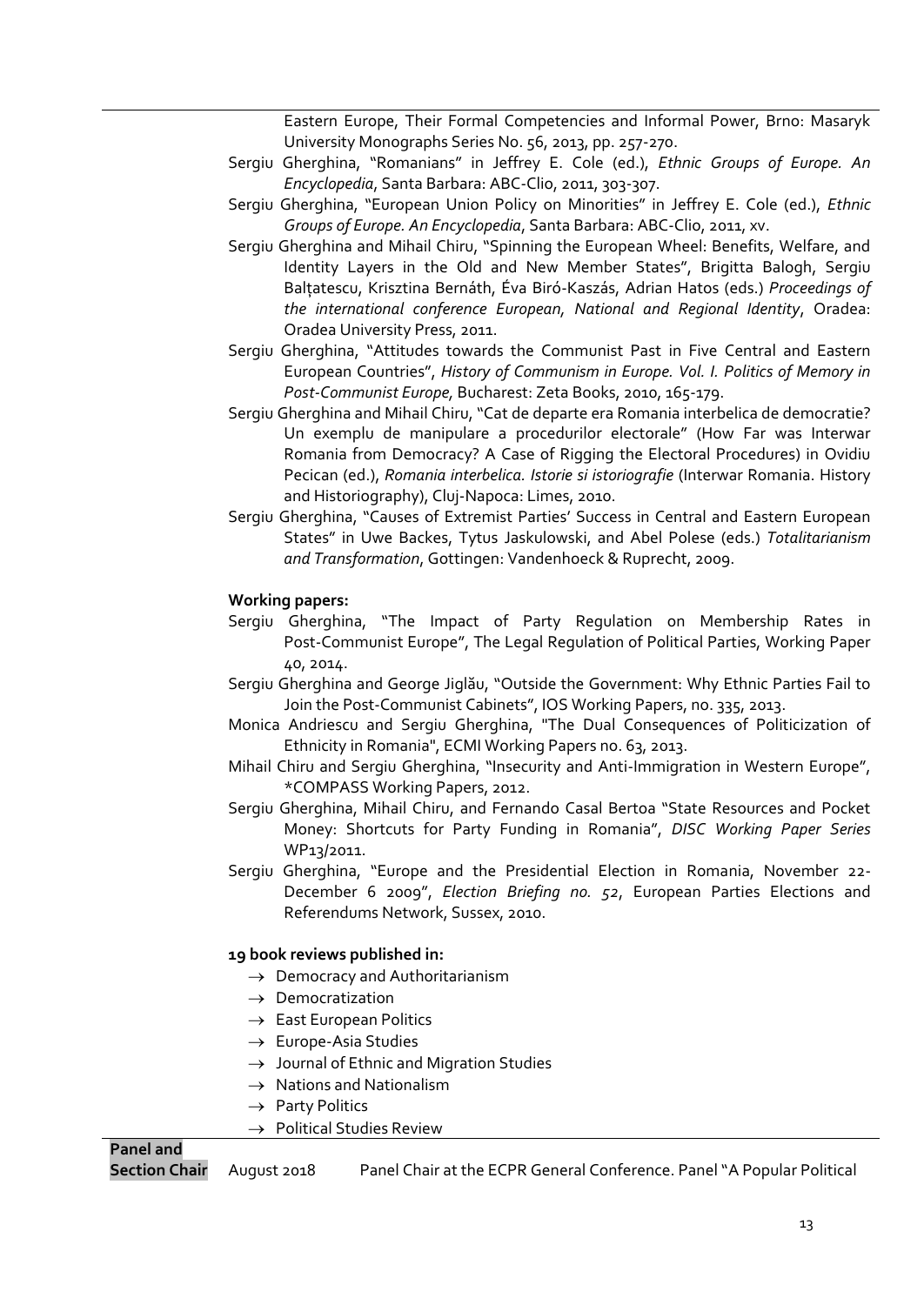Eastern Europe, Their Formal Competencies and Informal Power, Brno: Masaryk University Monographs Series No. 56, 2013, pp. 257-270.

Sergiu Gherghina, "Romanians" in Jeffrey E. Cole (ed.), *Ethnic Groups of Europe. An Encyclopedia*, Santa Barbara: ABC-Clio, 2011, 303-307.

Sergiu Gherghina, "European Union Policy on Minorities" in Jeffrey E. Cole (ed.), *Ethnic Groups of Europe. An Encyclopedia*, Santa Barbara: ABC-Clio, 2011, xv.

Sergiu Gherghina and Mihail Chiru, "Spinning the European Wheel: Benefits, Welfare, and Identity Layers in the Old and New Member States", Brigitta Balogh, Sergiu Balțatescu, Krisztina Bernáth, Éva Biró-Kaszás, Adrian Hatos (eds.) *Proceedings of the international conference European, National and Regional Identity*, Oradea: Oradea University Press, 2011.

Sergiu Gherghina, "Attitudes towards the Communist Past in Five Central and Eastern European Countries", *History of Communism in Europe. Vol. I. Politics of Memory in Post-Communist Europe,* Bucharest: Zeta Books, 2010, 165-179.

Sergiu Gherghina and Mihail Chiru, "Cat de departe era Romania interbelica de democratie? Un exemplu de manipulare a procedurilor electorale" (How Far was Interwar Romania from Democracy? A Case of Rigging the Electoral Procedures) in Ovidiu Pecican (ed.), *Romania interbelica. Istorie si istoriografie* (Interwar Romania. History and Historiography), Cluj-Napoca: Limes, 2010.

Sergiu Gherghina, "Causes of Extremist Parties' Success in Central and Eastern European States" in Uwe Backes, Tytus Jaskulowski, and Abel Polese (eds.) *Totalitarianism and Transformation*, Gottingen: Vandenhoeck & Ruprecht, 2009.

**Working papers:**

Sergiu Gherghina, "The Impact of Party Regulation on Membership Rates in Post-Communist Europe", The Legal Regulation of Political Parties, Working Paper 40, 2014.

Sergiu Gherghina and George Jiglău, "Outside the Government: Why Ethnic Parties Fail to Join the Post-Communist Cabinets", IOS Working Papers, no. 335, 2013.

Monica Andriescu and Sergiu Gherghina, "The Dual Consequences of Politicization of Ethnicity in Romania", ECMI Working Papers no. 63, 2013.

Mihail Chiru and Sergiu Gherghina, "Insecurity and Anti-Immigration in Western Europe", *COMPASS Working Papers, 2012.

Sergiu Gherghina, Mihail Chiru, and Fernando Casal Bertoa "State Resources and Pocket Money: Shortcuts for Party Funding in Romania", *DISC Working Paper Series* WP13/2011.

Sergiu Gherghina, "Europe and the Presidential Election in Romania, November 22-December 6 2009", *Election Briefing no. 52*, European Parties Elections and Referendums Network, Sussex, 2010.

**19 book reviews published in:**

- → Democracy and Authoritarianism
- → Democratization
- → East European Politics
- → Europe-Asia Studies
- → Journal of Ethnic and Migration Studies
- → Nations and Nationalism
- → Party Politics
- → Political Studies Review

**Panel and Section Chair** August 2018 Panel Chair at the ECPR General Conference. Panel "A Popular Political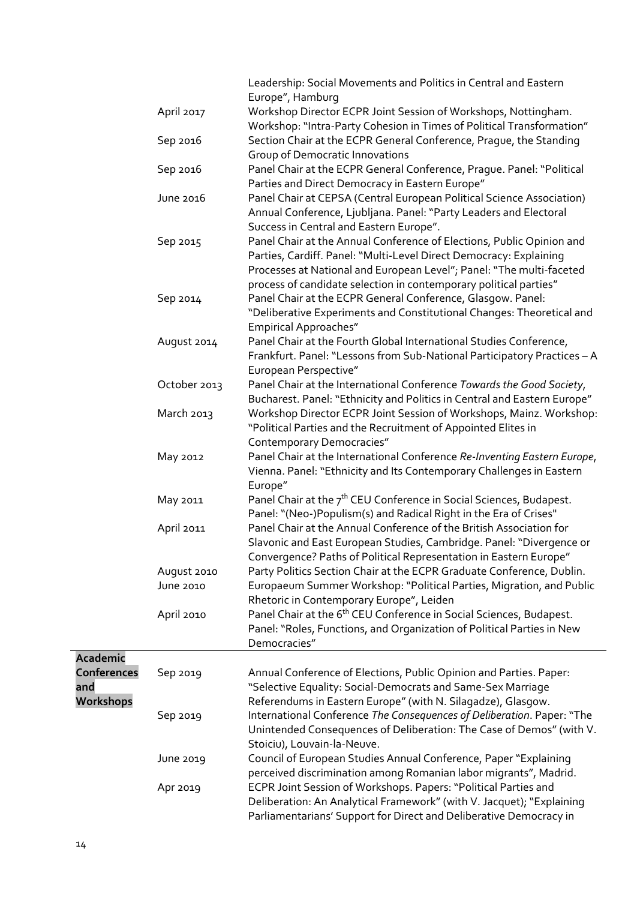| | | |
|---|---|---|
| | | Leadership: Social Movements and Politics in Central and Eastern Europe", Hamburg |
| | April 2017 | Workshop Director ECPR Joint Session of Workshops, Nottingham. Workshop: "Intra-Party Cohesion in Times of Political Transformation" |
| | Sep 2016 | Section Chair at the ECPR General Conference, Prague, the Standing Group of Democratic Innovations |
| | Sep 2016 | Panel Chair at the ECPR General Conference, Prague. Panel: "Political Parties and Direct Democracy in Eastern Europe" |
| | June 2016 | Panel Chair at CEPSA (Central European Political Science Association) Annual Conference, Ljubljana. Panel: "Party Leaders and Electoral Success in Central and Eastern Europe". |
| | Sep 2015 | Panel Chair at the Annual Conference of Elections, Public Opinion and Parties, Cardiff. Panel: "Multi-Level Direct Democracy: Explaining Processes at National and European Level"; Panel: "The multi-faceted process of candidate selection in contemporary political parties" |
| | Sep 2014 | Panel Chair at the ECPR General Conference, Glasgow. Panel: "Deliberative Experiments and Constitutional Changes: Theoretical and Empirical Approaches" |
| | August 2014 | Panel Chair at the Fourth Global International Studies Conference, Frankfurt. Panel: "Lessons from Sub-National Participatory Practices – A European Perspective" |
| | October 2013 | Panel Chair at the International Conference *Towards the Good Society*, Bucharest. Panel: "Ethnicity and Politics in Central and Eastern Europe" |
| | March 2013 | Workshop Director ECPR Joint Session of Workshops, Mainz. Workshop: "Political Parties and the Recruitment of Appointed Elites in Contemporary Democracies" |
| | May 2012 | Panel Chair at the International Conference *Re-Inventing Eastern Europe*, Vienna. Panel: "Ethnicity and Its Contemporary Challenges in Eastern Europe" |
| | May 2011 | Panel Chair at the 7th CEU Conference in Social Sciences, Budapest. Panel: "(Neo-)Populism(s) and Radical Right in the Era of Crises" |
| | April 2011 | Panel Chair at the Annual Conference of the British Association for Slavonic and East European Studies, Cambridge. Panel: "Divergence or Convergence? Paths of Political Representation in Eastern Europe" |
| | August 2010 | Party Politics Section Chair at the ECPR Graduate Conference, Dublin. |
| | June 2010 | Europaeum Summer Workshop: "Political Parties, Migration, and Public Rhetoric in Contemporary Europe", Leiden |
| | April 2010 | Panel Chair at the 6th CEU Conference in Social Sciences, Budapest. Panel: "Roles, Functions, and Organization of Political Parties in New Democracies" |
| **Academic Conferences and Workshops** | Sep 2019 | Annual Conference of Elections, Public Opinion and Parties. Paper: "Selective Equality: Social-Democrats and Same-Sex Marriage Referendums in Eastern Europe" (with N. Silagadze), Glasgow. |
| | Sep 2019 | International Conference *The Consequences of Deliberation*. Paper: "The Unintended Consequences of Deliberation: The Case of Demos" (with V. Stoiciu), Louvain-la-Neuve. |
| | June 2019 | Council of European Studies Annual Conference, Paper "Explaining perceived discrimination among Romanian labor migrants", Madrid. |
| | Apr 2019 | ECPR Joint Session of Workshops. Papers: "Political Parties and Deliberation: An Analytical Framework" (with V. Jacquet); "Explaining Parliamentarians' Support for Direct and Deliberative Democracy in |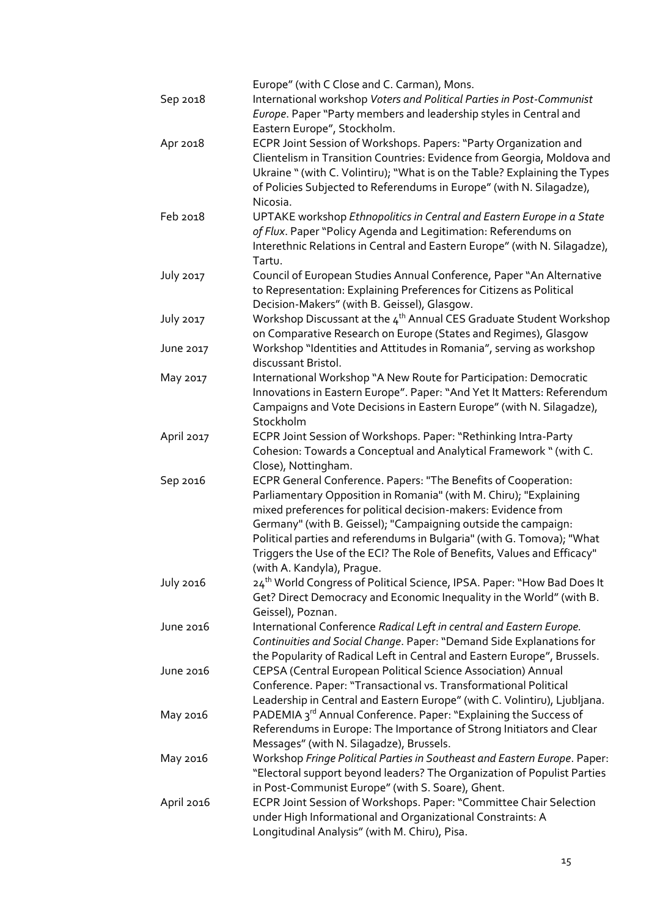Europe" (with C Close and C. Carman), Mons.

Sep 2018 International workshop *Voters and Political Parties in Post-Communist Europe*. Paper "Party members and leadership styles in Central and Eastern Europe", Stockholm.

Apr 2018 ECPR Joint Session of Workshops. Papers: "Party Organization and Clientelism in Transition Countries: Evidence from Georgia, Moldova and Ukraine " (with C. Volintiru); "What is on the Table? Explaining the Types of Policies Subjected to Referendums in Europe" (with N. Silagadze), Nicosia.

Feb 2018 UPTAKE workshop *Ethnopolitics in Central and Eastern Europe in a State of Flux*. Paper "Policy Agenda and Legitimation: Referendums on Interethnic Relations in Central and Eastern Europe" (with N. Silagadze), Tartu.

July 2017 Council of European Studies Annual Conference, Paper "An Alternative to Representation: Explaining Preferences for Citizens as Political Decision-Makers" (with B. Geissel), Glasgow.

July 2017 Workshop Discussant at the 4th Annual CES Graduate Student Workshop on Comparative Research on Europe (States and Regimes), Glasgow

June 2017 Workshop "Identities and Attitudes in Romania", serving as workshop discussant Bristol.

May 2017 International Workshop "A New Route for Participation: Democratic Innovations in Eastern Europe". Paper: "And Yet It Matters: Referendum Campaigns and Vote Decisions in Eastern Europe" (with N. Silagadze), Stockholm

April 2017 ECPR Joint Session of Workshops. Paper: "Rethinking Intra-Party Cohesion: Towards a Conceptual and Analytical Framework " (with C. Close), Nottingham.

Sep 2016 ECPR General Conference. Papers: "The Benefits of Cooperation: Parliamentary Opposition in Romania" (with M. Chiru); "Explaining mixed preferences for political decision-makers: Evidence from Germany" (with B. Geissel); "Campaigning outside the campaign: Political parties and referendums in Bulgaria" (with G. Tomova); "What Triggers the Use of the ECI? The Role of Benefits, Values and Efficacy" (with A. Kandyla), Prague.

July 2016 24th World Congress of Political Science, IPSA. Paper: "How Bad Does It Get? Direct Democracy and Economic Inequality in the World" (with B. Geissel), Poznan.

June 2016 International Conference *Radical Left in central and Eastern Europe. Continuities and Social Change*. Paper: "Demand Side Explanations for the Popularity of Radical Left in Central and Eastern Europe", Brussels.

June 2016 CEPSA (Central European Political Science Association) Annual Conference. Paper: "Transactional vs. Transformational Political Leadership in Central and Eastern Europe" (with C. Volintiru), Ljubljana.

May 2016 PADEMIA 3rd Annual Conference. Paper: "Explaining the Success of Referendums in Europe: The Importance of Strong Initiators and Clear Messages" (with N. Silagadze), Brussels.

May 2016 Workshop *Fringe Political Parties in Southeast and Eastern Europe*. Paper: "Electoral support beyond leaders? The Organization of Populist Parties in Post-Communist Europe" (with S. Soare), Ghent.

April 2016 ECPR Joint Session of Workshops. Paper: "Committee Chair Selection under High Informational and Organizational Constraints: A Longitudinal Analysis" (with M. Chiru), Pisa.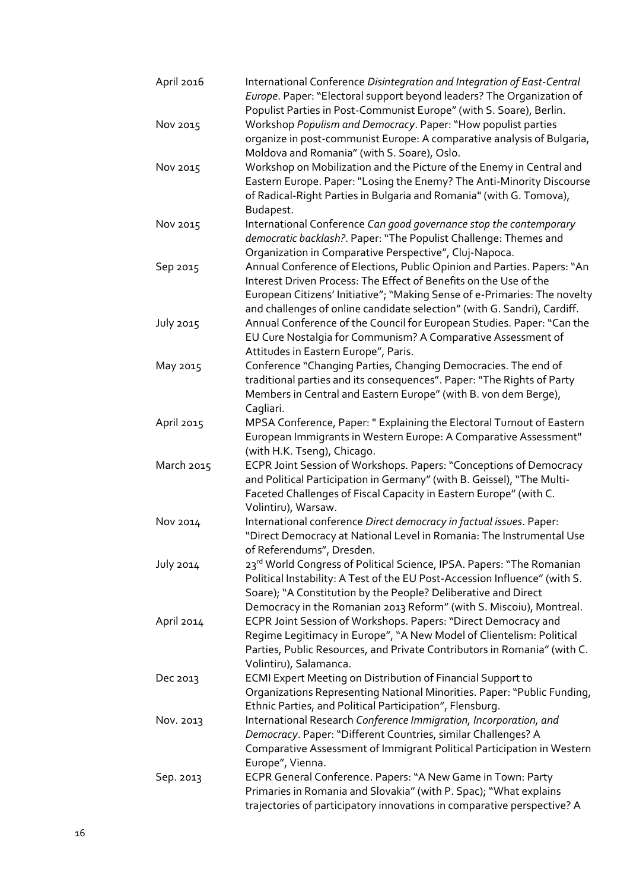| | |
|---|---|
| April 2016 | International Conference *Disintegration and Integration of East-Central Europe*. Paper: "Electoral support beyond leaders? The Organization of Populist Parties in Post-Communist Europe" (with S. Soare), Berlin. |
| Nov 2015 | Workshop *Populism and Democracy*. Paper: "How populist parties organize in post-communist Europe: A comparative analysis of Bulgaria, Moldova and Romania" (with S. Soare), Oslo. |
| Nov 2015 | Workshop on Mobilization and the Picture of the Enemy in Central and Eastern Europe. Paper: "Losing the Enemy? The Anti-Minority Discourse of Radical-Right Parties in Bulgaria and Romania" (with G. Tomova), Budapest. |
| Nov 2015 | International Conference *Can good governance stop the contemporary democratic backlash?*. Paper: "The Populist Challenge: Themes and Organization in Comparative Perspective", Cluj-Napoca. |
| Sep 2015 | Annual Conference of Elections, Public Opinion and Parties. Papers: "An Interest Driven Process: The Effect of Benefits on the Use of the European Citizens' Initiative"; "Making Sense of e-Primaries: The novelty and challenges of online candidate selection" (with G. Sandri), Cardiff. |
| July 2015 | Annual Conference of the Council for European Studies. Paper: "Can the EU Cure Nostalgia for Communism? A Comparative Assessment of Attitudes in Eastern Europe", Paris. |
| May 2015 | Conference "Changing Parties, Changing Democracies. The end of traditional parties and its consequences". Paper: "The Rights of Party Members in Central and Eastern Europe" (with B. von dem Berge), Cagliari. |
| April 2015 | MPSA Conference, Paper: " Explaining the Electoral Turnout of Eastern European Immigrants in Western Europe: A Comparative Assessment" (with H.K. Tseng), Chicago. |
| March 2015 | ECPR Joint Session of Workshops. Papers: "Conceptions of Democracy and Political Participation in Germany" (with B. Geissel), "The Multi-Faceted Challenges of Fiscal Capacity in Eastern Europe" (with C. Volintiru), Warsaw. |
| Nov 2014 | International conference *Direct democracy in factual issues*. Paper: "Direct Democracy at National Level in Romania: The Instrumental Use of Referendums", Dresden. |
| July 2014 | 23rd World Congress of Political Science, IPSA. Papers: "The Romanian Political Instability: A Test of the EU Post-Accession Influence" (with S. Soare); "A Constitution by the People? Deliberative and Direct Democracy in the Romanian 2013 Reform" (with S. Miscoiu), Montreal. |
| April 2014 | ECPR Joint Session of Workshops. Papers: "Direct Democracy and Regime Legitimacy in Europe", "A New Model of Clientelism: Political Parties, Public Resources, and Private Contributors in Romania" (with C. Volintiru), Salamanca. |
| Dec 2013 | ECMI Expert Meeting on Distribution of Financial Support to Organizations Representing National Minorities. Paper: "Public Funding, Ethnic Parties, and Political Participation", Flensburg. |
| Nov. 2013 | International Research *Conference Immigration, Incorporation, and Democracy*. Paper: "Different Countries, similar Challenges? A Comparative Assessment of Immigrant Political Participation in Western Europe", Vienna. |
| Sep. 2013 | ECPR General Conference. Papers: "A New Game in Town: Party Primaries in Romania and Slovakia" (with P. Spac); "What explains trajectories of participatory innovations in comparative perspective? A |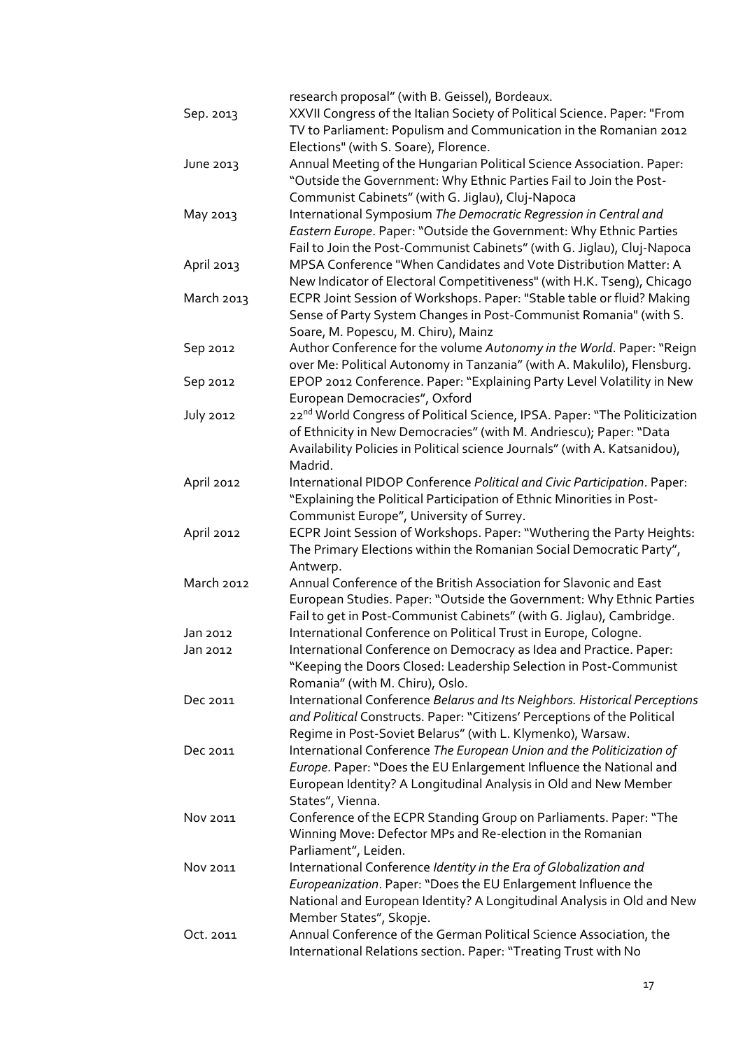research proposal" (with B. Geissel), Bordeaux.

Sep. 2013 XXVII Congress of the Italian Society of Political Science. Paper: "From TV to Parliament: Populism and Communication in the Romanian 2012 Elections" (with S. Soare), Florence.

June 2013 Annual Meeting of the Hungarian Political Science Association. Paper: "Outside the Government: Why Ethnic Parties Fail to Join the Post-Communist Cabinets" (with G. Jiglau), Cluj-Napoca

May 2013 International Symposium *The Democratic Regression in Central and Eastern Europe*. Paper: "Outside the Government: Why Ethnic Parties Fail to Join the Post-Communist Cabinets" (with G. Jiglau), Cluj-Napoca

April 2013 MPSA Conference "When Candidates and Vote Distribution Matter: A New Indicator of Electoral Competitiveness" (with H.K. Tseng), Chicago

March 2013 ECPR Joint Session of Workshops. Paper: "Stable table or fluid? Making Sense of Party System Changes in Post-Communist Romania" (with S. Soare, M. Popescu, M. Chiru), Mainz

Sep 2012 Author Conference for the volume *Autonomy in the World*. Paper: "Reign over Me: Political Autonomy in Tanzania" (with A. Makulilo), Flensburg.

Sep 2012 EPOP 2012 Conference. Paper: "Explaining Party Level Volatility in New European Democracies", Oxford

July 2012 22nd World Congress of Political Science, IPSA. Paper: "The Politicization of Ethnicity in New Democracies" (with M. Andriescu); Paper: "Data Availability Policies in Political science Journals" (with A. Katsanidou), Madrid.

April 2012 International PIDOP Conference *Political and Civic Participation*. Paper: "Explaining the Political Participation of Ethnic Minorities in Post-Communist Europe", University of Surrey.

April 2012 ECPR Joint Session of Workshops. Paper: "Wuthering the Party Heights: The Primary Elections within the Romanian Social Democratic Party", Antwerp.

March 2012 Annual Conference of the British Association for Slavonic and East European Studies. Paper: "Outside the Government: Why Ethnic Parties Fail to get in Post-Communist Cabinets" (with G. Jiglau), Cambridge.

Jan 2012 International Conference on Political Trust in Europe, Cologne.

Jan 2012 International Conference on Democracy as Idea and Practice. Paper: "Keeping the Doors Closed: Leadership Selection in Post-Communist Romania" (with M. Chiru), Oslo.

Dec 2011 International Conference *Belarus and Its Neighbors. Historical Perceptions and Political* Constructs. Paper: "Citizens' Perceptions of the Political Regime in Post-Soviet Belarus" (with L. Klymenko), Warsaw.

Dec 2011 International Conference *The European Union and the Politicization of Europe*. Paper: "Does the EU Enlargement Influence the National and European Identity? A Longitudinal Analysis in Old and New Member States", Vienna.

Nov 2011 Conference of the ECPR Standing Group on Parliaments. Paper: "The Winning Move: Defector MPs and Re-election in the Romanian Parliament", Leiden.

Nov 2011 International Conference *Identity in the Era of Globalization and Europeanization*. Paper: "Does the EU Enlargement Influence the National and European Identity? A Longitudinal Analysis in Old and New Member States", Skopje.

Oct. 2011 Annual Conference of the German Political Science Association, the International Relations section. Paper: "Treating Trust with No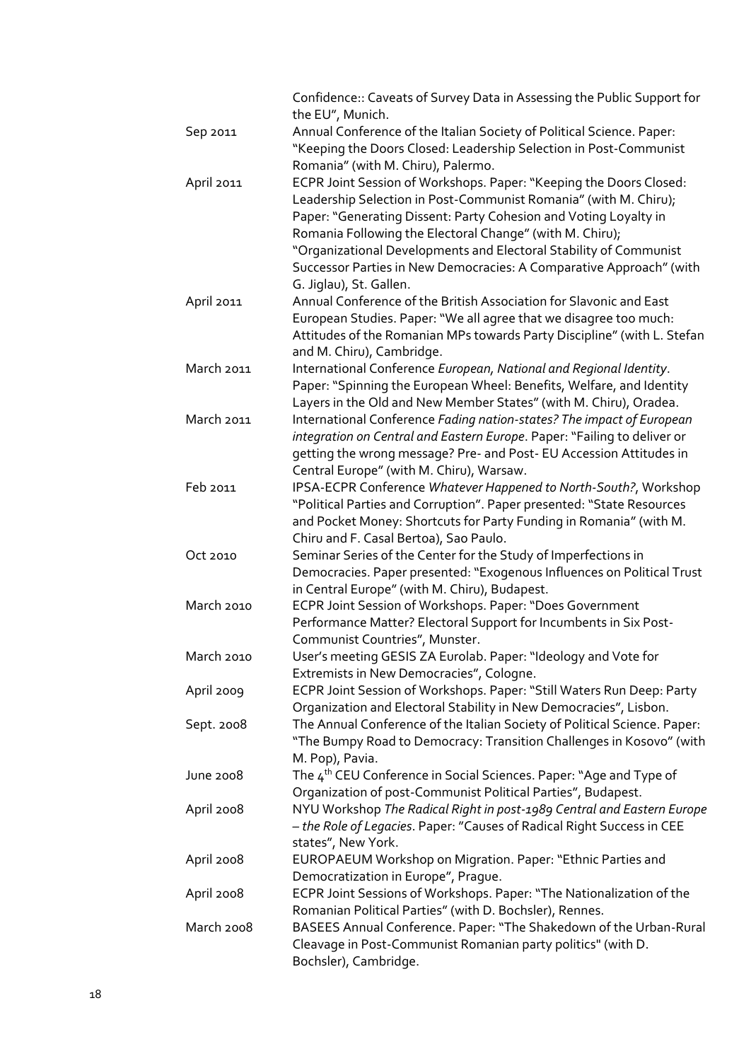| | |
|---|---|
| | Confidence:: Caveats of Survey Data in Assessing the Public Support for the EU", Munich. |
| Sep 2011 | Annual Conference of the Italian Society of Political Science. Paper: "Keeping the Doors Closed: Leadership Selection in Post-Communist Romania" (with M. Chiru), Palermo. |
| April 2011 | ECPR Joint Session of Workshops. Paper: "Keeping the Doors Closed: Leadership Selection in Post-Communist Romania" (with M. Chiru); Paper: "Generating Dissent: Party Cohesion and Voting Loyalty in Romania Following the Electoral Change" (with M. Chiru); "Organizational Developments and Electoral Stability of Communist Successor Parties in New Democracies: A Comparative Approach" (with G. Jiglau), St. Gallen. |
| April 2011 | Annual Conference of the British Association for Slavonic and East European Studies. Paper: "We all agree that we disagree too much: Attitudes of the Romanian MPs towards Party Discipline" (with L. Stefan and M. Chiru), Cambridge. |
| March 2011 | International Conference *European, National and Regional Identity*. Paper: "Spinning the European Wheel: Benefits, Welfare, and Identity Layers in the Old and New Member States" (with M. Chiru), Oradea. |
| March 2011 | International Conference *Fading nation-states? The impact of European integration on Central and Eastern Europe*. Paper: "Failing to deliver or getting the wrong message? Pre- and Post- EU Accession Attitudes in Central Europe" (with M. Chiru), Warsaw. |
| Feb 2011 | IPSA-ECPR Conference *Whatever Happened to North-South?*, Workshop "Political Parties and Corruption". Paper presented: "State Resources and Pocket Money: Shortcuts for Party Funding in Romania" (with M. Chiru and F. Casal Bertoa), Sao Paulo. |
| Oct 2010 | Seminar Series of the Center for the Study of Imperfections in Democracies. Paper presented: "Exogenous Influences on Political Trust in Central Europe" (with M. Chiru), Budapest. |
| March 2010 | ECPR Joint Session of Workshops. Paper: "Does Government Performance Matter? Electoral Support for Incumbents in Six Post-Communist Countries", Munster. |
| March 2010 | User's meeting GESIS ZA Eurolab. Paper: "Ideology and Vote for Extremists in New Democracies", Cologne. |
| April 2009 | ECPR Joint Session of Workshops. Paper: "Still Waters Run Deep: Party Organization and Electoral Stability in New Democracies", Lisbon. |
| Sept. 2008 | The Annual Conference of the Italian Society of Political Science. Paper: "The Bumpy Road to Democracy: Transition Challenges in Kosovo" (with M. Pop), Pavia. |
| June 2008 | The 4th CEU Conference in Social Sciences. Paper: "Age and Type of Organization of post-Communist Political Parties", Budapest. |
| April 2008 | NYU Workshop *The Radical Right in post-1989 Central and Eastern Europe – the Role of Legacies*. Paper: "Causes of Radical Right Success in CEE states", New York. |
| April 2008 | EUROPAEUM Workshop on Migration. Paper: "Ethnic Parties and Democratization in Europe", Prague. |
| April 2008 | ECPR Joint Sessions of Workshops. Paper: "The Nationalization of the Romanian Political Parties" (with D. Bochsler), Rennes. |
| March 2008 | BASEES Annual Conference. Paper: "The Shakedown of the Urban-Rural Cleavage in Post-Communist Romanian party politics" (with D. Bochsler), Cambridge. |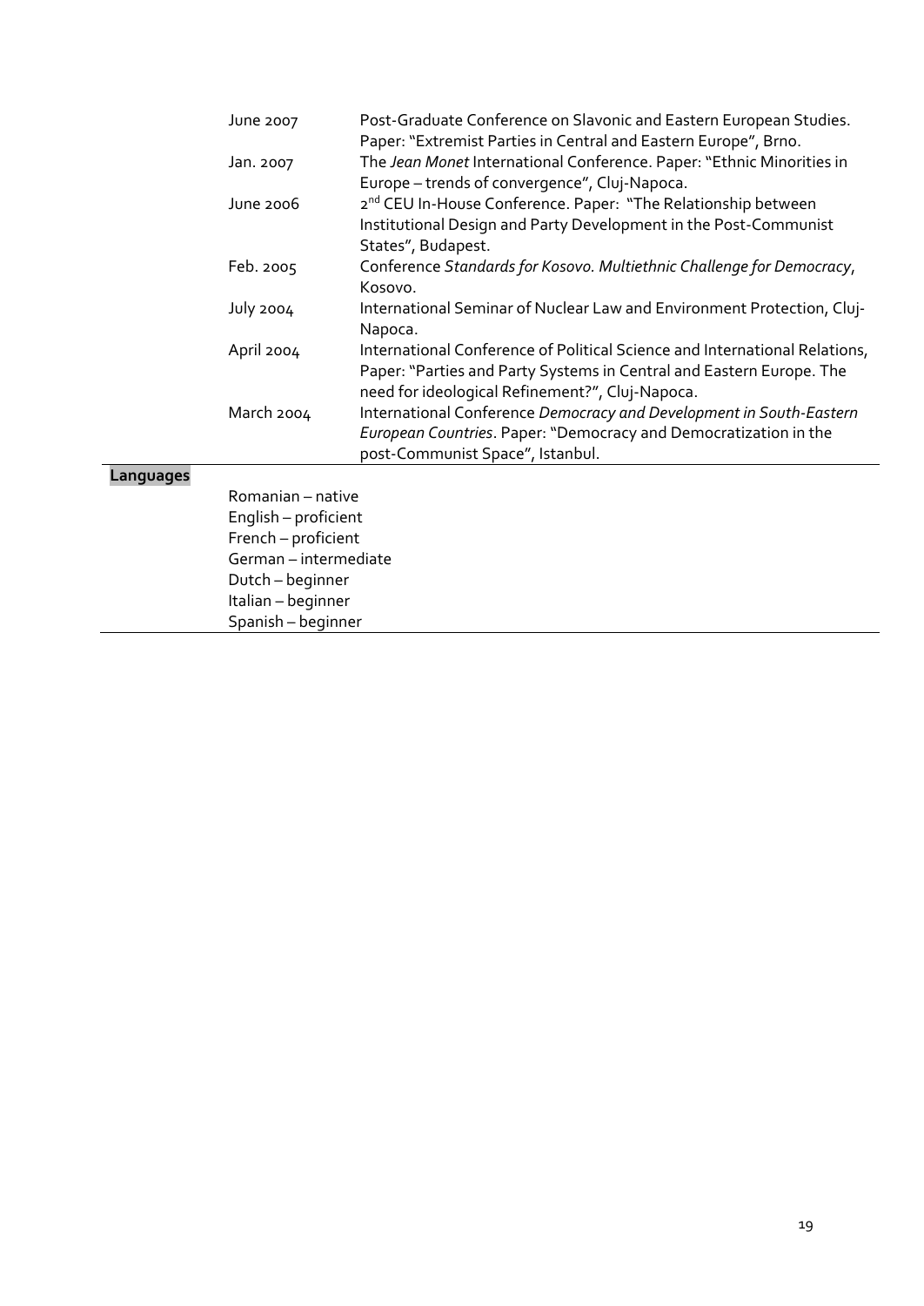| | |
|---|---|
| June 2007 | Post-Graduate Conference on Slavonic and Eastern European Studies. Paper: "Extremist Parties in Central and Eastern Europe", Brno. |
| Jan. 2007 | The *Jean Monet* International Conference. Paper: "Ethnic Minorities in Europe – trends of convergence", Cluj-Napoca. |
| June 2006 | 2nd CEU In-House Conference. Paper: "The Relationship between Institutional Design and Party Development in the Post-Communist States", Budapest. |
| Feb. 2005 | Conference *Standards for Kosovo. Multiethnic Challenge for Democracy*, Kosovo. |
| July 2004 | International Seminar of Nuclear Law and Environment Protection, Cluj-Napoca. |
| April 2004 | International Conference of Political Science and International Relations, Paper: "Parties and Party Systems in Central and Eastern Europe. The need for ideological Refinement?", Cluj-Napoca. |
| March 2004 | International Conference *Democracy and Development in South-Eastern European Countries*. Paper: "Democracy and Democratization in the post-Communist Space", Istanbul. |

**Languages**

Romanian – native
English – proficient
French – proficient
German – intermediate
Dutch – beginner
Italian – beginner
Spanish – beginner